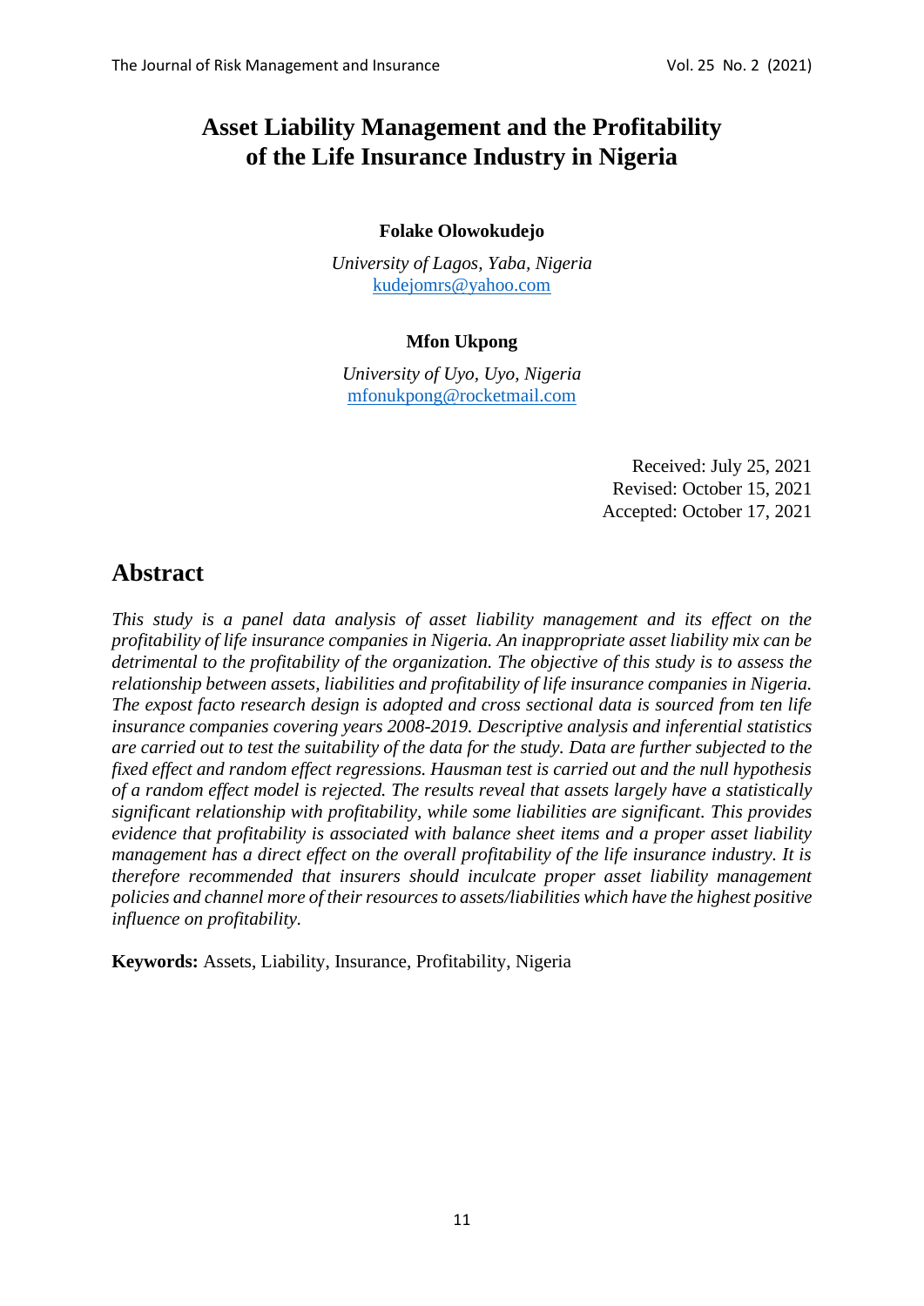# Asset Liability Management and the Profitability of the Life Insurance Industry in Nigeria

**Folake Olowokudejo**

*University of Lagos, Yaba, Nigeria*
kudejomrs@yahoo.com

**Mfon Ukpong**

*University of Uyo, Uyo, Nigeria*
mfonukpong@rocketmail.com

Received: July 25, 2021
Revised: October 15, 2021
Accepted: October 17, 2021

## Abstract

*This study is a panel data analysis of asset liability management and its effect on the profitability of life insurance companies in Nigeria. An inappropriate asset liability mix can be detrimental to the profitability of the organization. The objective of this study is to assess the relationship between assets, liabilities and profitability of life insurance companies in Nigeria. The expost facto research design is adopted and cross sectional data is sourced from ten life insurance companies covering years 2008-2019. Descriptive analysis and inferential statistics are carried out to test the suitability of the data for the study. Data are further subjected to the fixed effect and random effect regressions. Hausman test is carried out and the null hypothesis of a random effect model is rejected. The results reveal that assets largely have a statistically significant relationship with profitability, while some liabilities are significant. This provides evidence that profitability is associated with balance sheet items and a proper asset liability management has a direct effect on the overall profitability of the life insurance industry. It is therefore recommended that insurers should inculcate proper asset liability management policies and channel more of their resources to assets/liabilities which have the highest positive influence on profitability.*

**Keywords:** Assets, Liability, Insurance, Profitability, Nigeria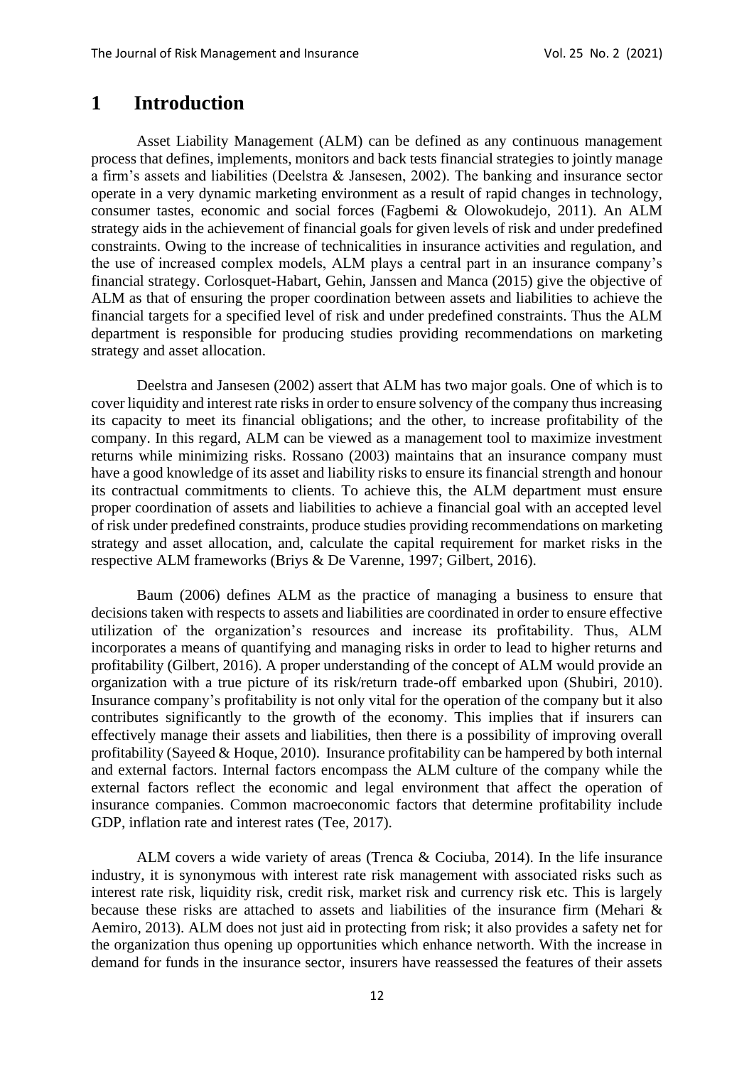# 1 Introduction

Asset Liability Management (ALM) can be defined as any continuous management process that defines, implements, monitors and back tests financial strategies to jointly manage a firm's assets and liabilities (Deelstra & Jansesen, 2002). The banking and insurance sector operate in a very dynamic marketing environment as a result of rapid changes in technology, consumer tastes, economic and social forces (Fagbemi & Olowokudejo, 2011). An ALM strategy aids in the achievement of financial goals for given levels of risk and under predefined constraints. Owing to the increase of technicalities in insurance activities and regulation, and the use of increased complex models, ALM plays a central part in an insurance company's financial strategy. Corlosquet-Habart, Gehin, Janssen and Manca (2015) give the objective of ALM as that of ensuring the proper coordination between assets and liabilities to achieve the financial targets for a specified level of risk and under predefined constraints. Thus the ALM department is responsible for producing studies providing recommendations on marketing strategy and asset allocation.

Deelstra and Jansesen (2002) assert that ALM has two major goals. One of which is to cover liquidity and interest rate risks in order to ensure solvency of the company thus increasing its capacity to meet its financial obligations; and the other, to increase profitability of the company. In this regard, ALM can be viewed as a management tool to maximize investment returns while minimizing risks. Rossano (2003) maintains that an insurance company must have a good knowledge of its asset and liability risks to ensure its financial strength and honour its contractual commitments to clients. To achieve this, the ALM department must ensure proper coordination of assets and liabilities to achieve a financial goal with an accepted level of risk under predefined constraints, produce studies providing recommendations on marketing strategy and asset allocation, and, calculate the capital requirement for market risks in the respective ALM frameworks (Briys & De Varenne, 1997; Gilbert, 2016).

Baum (2006) defines ALM as the practice of managing a business to ensure that decisions taken with respects to assets and liabilities are coordinated in order to ensure effective utilization of the organization's resources and increase its profitability. Thus, ALM incorporates a means of quantifying and managing risks in order to lead to higher returns and profitability (Gilbert, 2016). A proper understanding of the concept of ALM would provide an organization with a true picture of its risk/return trade-off embarked upon (Shubiri, 2010). Insurance company's profitability is not only vital for the operation of the company but it also contributes significantly to the growth of the economy. This implies that if insurers can effectively manage their assets and liabilities, then there is a possibility of improving overall profitability (Sayeed & Hoque, 2010). Insurance profitability can be hampered by both internal and external factors. Internal factors encompass the ALM culture of the company while the external factors reflect the economic and legal environment that affect the operation of insurance companies. Common macroeconomic factors that determine profitability include GDP, inflation rate and interest rates (Tee, 2017).

ALM covers a wide variety of areas (Trenca & Cociuba, 2014). In the life insurance industry, it is synonymous with interest rate risk management with associated risks such as interest rate risk, liquidity risk, credit risk, market risk and currency risk etc. This is largely because these risks are attached to assets and liabilities of the insurance firm (Mehari & Aemiro, 2013). ALM does not just aid in protecting from risk; it also provides a safety net for the organization thus opening up opportunities which enhance networth. With the increase in demand for funds in the insurance sector, insurers have reassessed the features of their assets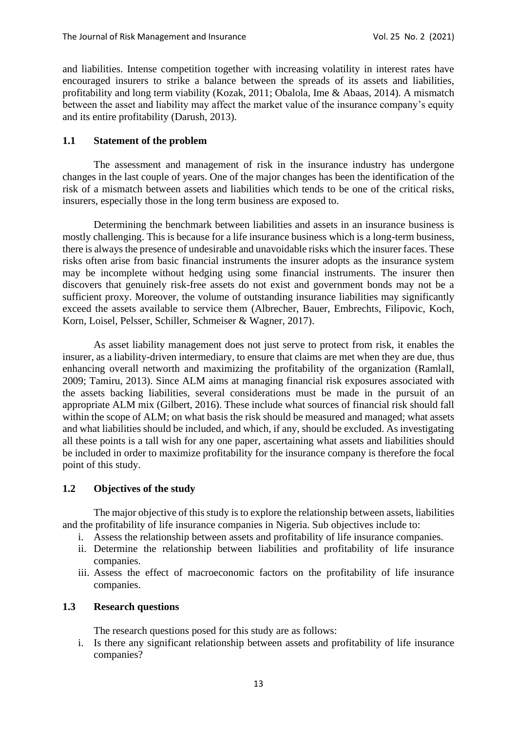and liabilities. Intense competition together with increasing volatility in interest rates have encouraged insurers to strike a balance between the spreads of its assets and liabilities, profitability and long term viability (Kozak, 2011; Obalola, Ime & Abaas, 2014). A mismatch between the asset and liability may affect the market value of the insurance company's equity and its entire profitability (Darush, 2013).

## 1.1 Statement of the problem

The assessment and management of risk in the insurance industry has undergone changes in the last couple of years. One of the major changes has been the identification of the risk of a mismatch between assets and liabilities which tends to be one of the critical risks, insurers, especially those in the long term business are exposed to.

Determining the benchmark between liabilities and assets in an insurance business is mostly challenging. This is because for a life insurance business which is a long-term business, there is always the presence of undesirable and unavoidable risks which the insurer faces. These risks often arise from basic financial instruments the insurer adopts as the insurance system may be incomplete without hedging using some financial instruments. The insurer then discovers that genuinely risk-free assets do not exist and government bonds may not be a sufficient proxy. Moreover, the volume of outstanding insurance liabilities may significantly exceed the assets available to service them (Albrecher, Bauer, Embrechts, Filipovic, Koch, Korn, Loisel, Pelsser, Schiller, Schmeiser & Wagner, 2017).

As asset liability management does not just serve to protect from risk, it enables the insurer, as a liability-driven intermediary, to ensure that claims are met when they are due, thus enhancing overall networth and maximizing the profitability of the organization (Ramlall, 2009; Tamiru, 2013). Since ALM aims at managing financial risk exposures associated with the assets backing liabilities, several considerations must be made in the pursuit of an appropriate ALM mix (Gilbert, 2016). These include what sources of financial risk should fall within the scope of ALM; on what basis the risk should be measured and managed; what assets and what liabilities should be included, and which, if any, should be excluded. As investigating all these points is a tall wish for any one paper, ascertaining what assets and liabilities should be included in order to maximize profitability for the insurance company is therefore the focal point of this study.

## 1.2 Objectives of the study

The major objective of this study is to explore the relationship between assets, liabilities and the profitability of life insurance companies in Nigeria. Sub objectives include to:

i. Assess the relationship between assets and profitability of life insurance companies.
ii. Determine the relationship between liabilities and profitability of life insurance companies.
iii. Assess the effect of macroeconomic factors on the profitability of life insurance companies.

## 1.3 Research questions

The research questions posed for this study are as follows:

i. Is there any significant relationship between assets and profitability of life insurance companies?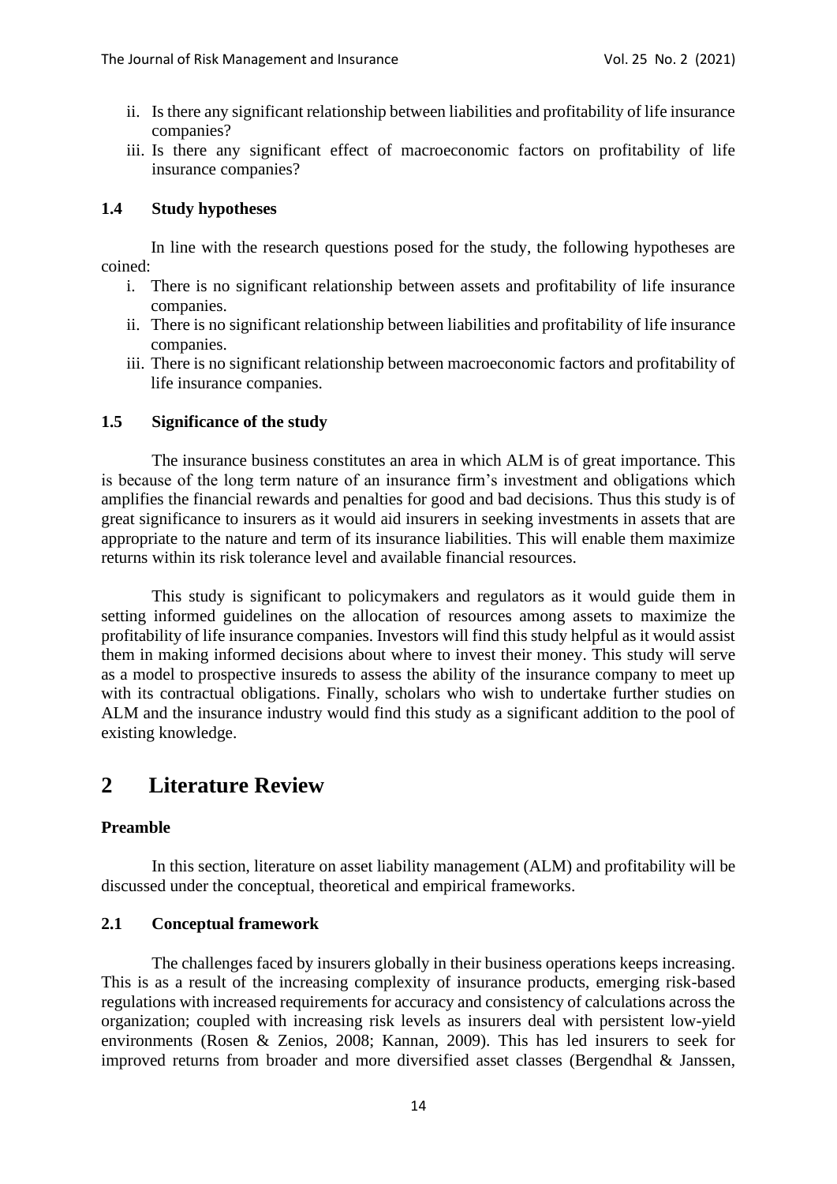ii. Is there any significant relationship between liabilities and profitability of life insurance companies?

iii. Is there any significant effect of macroeconomic factors on profitability of life insurance companies?

### 1.4 Study hypotheses

In line with the research questions posed for the study, the following hypotheses are coined:

i. There is no significant relationship between assets and profitability of life insurance companies.

ii. There is no significant relationship between liabilities and profitability of life insurance companies.

iii. There is no significant relationship between macroeconomic factors and profitability of life insurance companies.

### 1.5 Significance of the study

The insurance business constitutes an area in which ALM is of great importance. This is because of the long term nature of an insurance firm's investment and obligations which amplifies the financial rewards and penalties for good and bad decisions. Thus this study is of great significance to insurers as it would aid insurers in seeking investments in assets that are appropriate to the nature and term of its insurance liabilities. This will enable them maximize returns within its risk tolerance level and available financial resources.

This study is significant to policymakers and regulators as it would guide them in setting informed guidelines on the allocation of resources among assets to maximize the profitability of life insurance companies. Investors will find this study helpful as it would assist them in making informed decisions about where to invest their money. This study will serve as a model to prospective insureds to assess the ability of the insurance company to meet up with its contractual obligations. Finally, scholars who wish to undertake further studies on ALM and the insurance industry would find this study as a significant addition to the pool of existing knowledge.

## 2 Literature Review

### Preamble

In this section, literature on asset liability management (ALM) and profitability will be discussed under the conceptual, theoretical and empirical frameworks.

### 2.1 Conceptual framework

The challenges faced by insurers globally in their business operations keeps increasing. This is as a result of the increasing complexity of insurance products, emerging risk-based regulations with increased requirements for accuracy and consistency of calculations across the organization; coupled with increasing risk levels as insurers deal with persistent low-yield environments (Rosen & Zenios, 2008; Kannan, 2009). This has led insurers to seek for improved returns from broader and more diversified asset classes (Bergendhal & Janssen,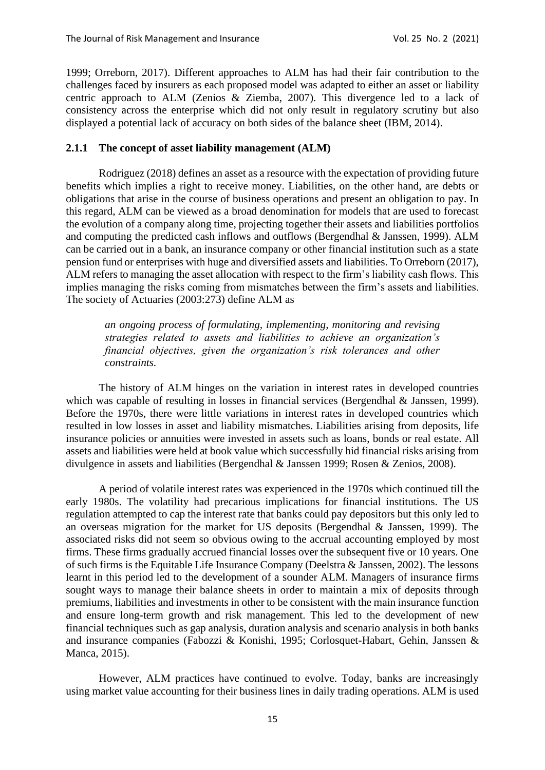1999; Orreborn, 2017). Different approaches to ALM has had their fair contribution to the challenges faced by insurers as each proposed model was adapted to either an asset or liability centric approach to ALM (Zenios & Ziemba, 2007). This divergence led to a lack of consistency across the enterprise which did not only result in regulatory scrutiny but also displayed a potential lack of accuracy on both sides of the balance sheet (IBM, 2014).

### 2.1.1 The concept of asset liability management (ALM)

Rodriguez (2018) defines an asset as a resource with the expectation of providing future benefits which implies a right to receive money. Liabilities, on the other hand, are debts or obligations that arise in the course of business operations and present an obligation to pay. In this regard, ALM can be viewed as a broad denomination for models that are used to forecast the evolution of a company along time, projecting together their assets and liabilities portfolios and computing the predicted cash inflows and outflows (Bergendhal & Janssen, 1999). ALM can be carried out in a bank, an insurance company or other financial institution such as a state pension fund or enterprises with huge and diversified assets and liabilities. To Orreborn (2017), ALM refers to managing the asset allocation with respect to the firm's liability cash flows. This implies managing the risks coming from mismatches between the firm's assets and liabilities. The society of Actuaries (2003:273) define ALM as

> *an ongoing process of formulating, implementing, monitoring and revising strategies related to assets and liabilities to achieve an organization's financial objectives, given the organization's risk tolerances and other constraints.*

The history of ALM hinges on the variation in interest rates in developed countries which was capable of resulting in losses in financial services (Bergendhal & Janssen, 1999). Before the 1970s, there were little variations in interest rates in developed countries which resulted in low losses in asset and liability mismatches. Liabilities arising from deposits, life insurance policies or annuities were invested in assets such as loans, bonds or real estate. All assets and liabilities were held at book value which successfully hid financial risks arising from divulgence in assets and liabilities (Bergendhal & Janssen 1999; Rosen & Zenios, 2008).

A period of volatile interest rates was experienced in the 1970s which continued till the early 1980s. The volatility had precarious implications for financial institutions. The US regulation attempted to cap the interest rate that banks could pay depositors but this only led to an overseas migration for the market for US deposits (Bergendhal & Janssen, 1999). The associated risks did not seem so obvious owing to the accrual accounting employed by most firms. These firms gradually accrued financial losses over the subsequent five or 10 years. One of such firms is the Equitable Life Insurance Company (Deelstra & Janssen, 2002). The lessons learnt in this period led to the development of a sounder ALM. Managers of insurance firms sought ways to manage their balance sheets in order to maintain a mix of deposits through premiums, liabilities and investments in other to be consistent with the main insurance function and ensure long-term growth and risk management. This led to the development of new financial techniques such as gap analysis, duration analysis and scenario analysis in both banks and insurance companies (Fabozzi & Konishi, 1995; Corlosquet-Habart, Gehin, Janssen & Manca, 2015).

However, ALM practices have continued to evolve. Today, banks are increasingly using market value accounting for their business lines in daily trading operations. ALM is used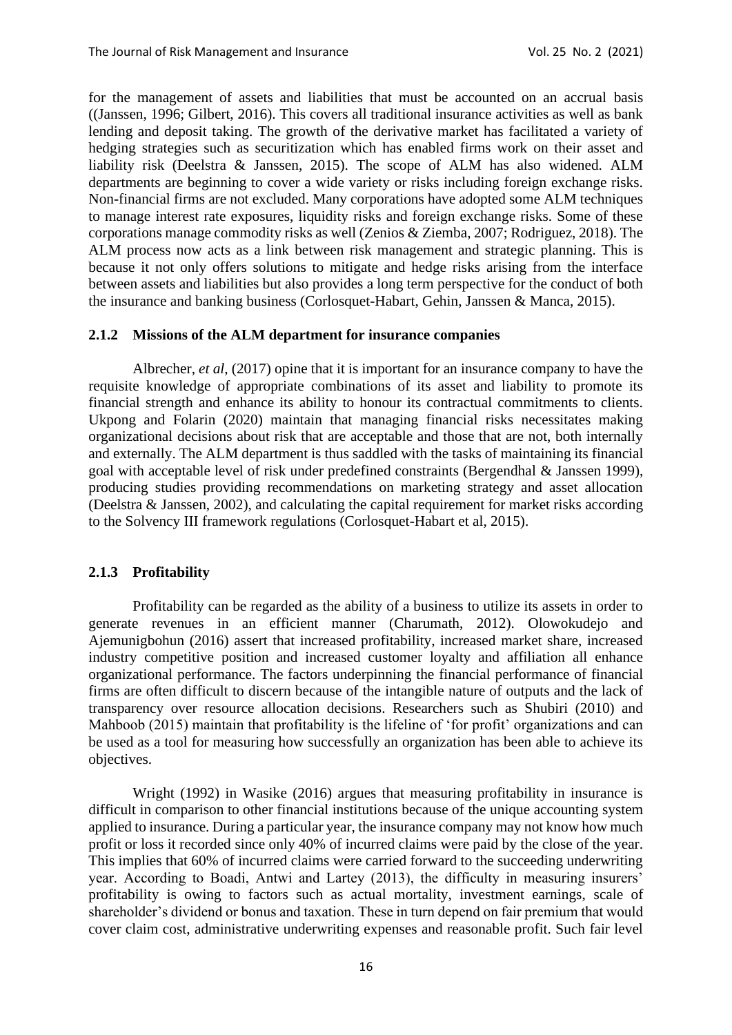for the management of assets and liabilities that must be accounted on an accrual basis ((Janssen, 1996; Gilbert, 2016). This covers all traditional insurance activities as well as bank lending and deposit taking. The growth of the derivative market has facilitated a variety of hedging strategies such as securitization which has enabled firms work on their asset and liability risk (Deelstra & Janssen, 2015). The scope of ALM has also widened. ALM departments are beginning to cover a wide variety or risks including foreign exchange risks. Non-financial firms are not excluded. Many corporations have adopted some ALM techniques to manage interest rate exposures, liquidity risks and foreign exchange risks. Some of these corporations manage commodity risks as well (Zenios & Ziemba, 2007; Rodriguez, 2018). The ALM process now acts as a link between risk management and strategic planning. This is because it not only offers solutions to mitigate and hedge risks arising from the interface between assets and liabilities but also provides a long term perspective for the conduct of both the insurance and banking business (Corlosquet-Habart, Gehin, Janssen & Manca, 2015).

### 2.1.2 Missions of the ALM department for insurance companies

Albrecher, *et al*, (2017) opine that it is important for an insurance company to have the requisite knowledge of appropriate combinations of its asset and liability to promote its financial strength and enhance its ability to honour its contractual commitments to clients. Ukpong and Folarin (2020) maintain that managing financial risks necessitates making organizational decisions about risk that are acceptable and those that are not, both internally and externally. The ALM department is thus saddled with the tasks of maintaining its financial goal with acceptable level of risk under predefined constraints (Bergendhal & Janssen 1999), producing studies providing recommendations on marketing strategy and asset allocation (Deelstra & Janssen, 2002), and calculating the capital requirement for market risks according to the Solvency III framework regulations (Corlosquet-Habart et al, 2015).

### 2.1.3 Profitability

Profitability can be regarded as the ability of a business to utilize its assets in order to generate revenues in an efficient manner (Charumath, 2012). Olowokudejo and Ajemunigbohun (2016) assert that increased profitability, increased market share, increased industry competitive position and increased customer loyalty and affiliation all enhance organizational performance. The factors underpinning the financial performance of financial firms are often difficult to discern because of the intangible nature of outputs and the lack of transparency over resource allocation decisions. Researchers such as Shubiri (2010) and Mahboob (2015) maintain that profitability is the lifeline of 'for profit' organizations and can be used as a tool for measuring how successfully an organization has been able to achieve its objectives.

Wright (1992) in Wasike (2016) argues that measuring profitability in insurance is difficult in comparison to other financial institutions because of the unique accounting system applied to insurance. During a particular year, the insurance company may not know how much profit or loss it recorded since only 40% of incurred claims were paid by the close of the year. This implies that 60% of incurred claims were carried forward to the succeeding underwriting year. According to Boadi, Antwi and Lartey (2013), the difficulty in measuring insurers' profitability is owing to factors such as actual mortality, investment earnings, scale of shareholder's dividend or bonus and taxation. These in turn depend on fair premium that would cover claim cost, administrative underwriting expenses and reasonable profit. Such fair level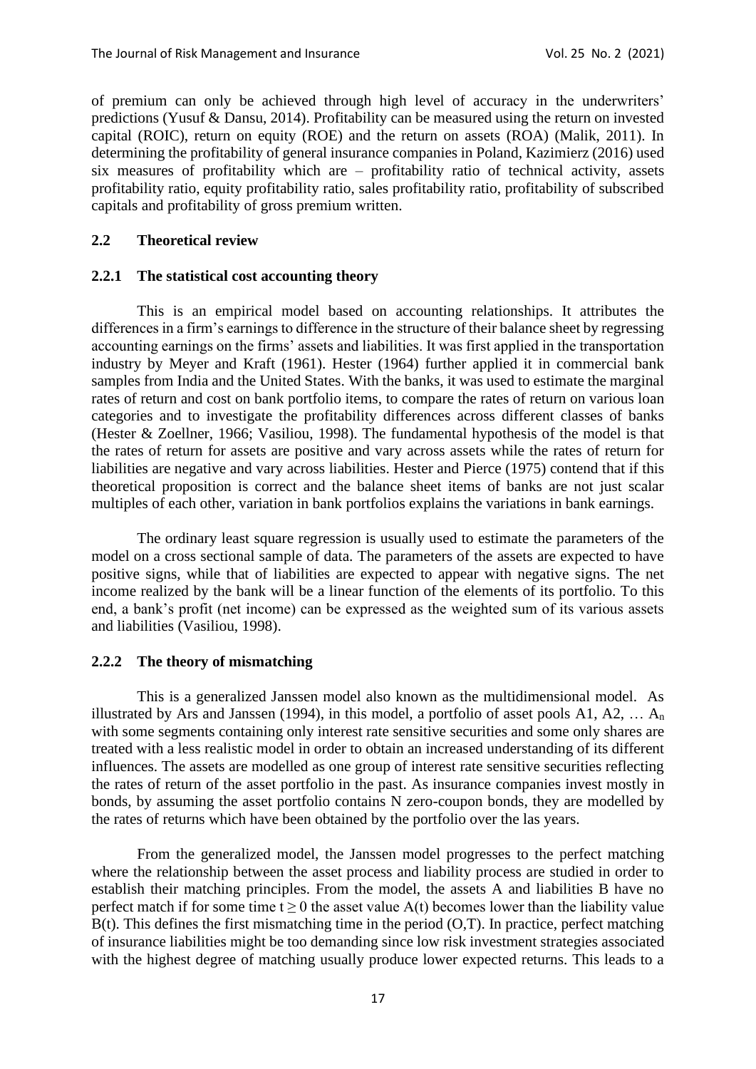of premium can only be achieved through high level of accuracy in the underwriters' predictions (Yusuf & Dansu, 2014). Profitability can be measured using the return on invested capital (ROIC), return on equity (ROE) and the return on assets (ROA) (Malik, 2011). In determining the profitability of general insurance companies in Poland, Kazimierz (2016) used six measures of profitability which are – profitability ratio of technical activity, assets profitability ratio, equity profitability ratio, sales profitability ratio, profitability of subscribed capitals and profitability of gross premium written.

## 2.2 Theoretical review

### 2.2.1 The statistical cost accounting theory

This is an empirical model based on accounting relationships. It attributes the differences in a firm's earnings to difference in the structure of their balance sheet by regressing accounting earnings on the firms' assets and liabilities. It was first applied in the transportation industry by Meyer and Kraft (1961). Hester (1964) further applied it in commercial bank samples from India and the United States. With the banks, it was used to estimate the marginal rates of return and cost on bank portfolio items, to compare the rates of return on various loan categories and to investigate the profitability differences across different classes of banks (Hester & Zoellner, 1966; Vasiliou, 1998). The fundamental hypothesis of the model is that the rates of return for assets are positive and vary across assets while the rates of return for liabilities are negative and vary across liabilities. Hester and Pierce (1975) contend that if this theoretical proposition is correct and the balance sheet items of banks are not just scalar multiples of each other, variation in bank portfolios explains the variations in bank earnings.

The ordinary least square regression is usually used to estimate the parameters of the model on a cross sectional sample of data. The parameters of the assets are expected to have positive signs, while that of liabilities are expected to appear with negative signs. The net income realized by the bank will be a linear function of the elements of its portfolio. To this end, a bank's profit (net income) can be expressed as the weighted sum of its various assets and liabilities (Vasiliou, 1998).

### 2.2.2 The theory of mismatching

This is a generalized Janssen model also known as the multidimensional model. As illustrated by Ars and Janssen (1994), in this model, a portfolio of asset pools A1, A2, … $A_n$ with some segments containing only interest rate sensitive securities and some only shares are treated with a less realistic model in order to obtain an increased understanding of its different influences. The assets are modelled as one group of interest rate sensitive securities reflecting the rates of return of the asset portfolio in the past. As insurance companies invest mostly in bonds, by assuming the asset portfolio contains N zero-coupon bonds, they are modelled by the rates of returns which have been obtained by the portfolio over the las years.

From the generalized model, the Janssen model progresses to the perfect matching where the relationship between the asset process and liability process are studied in order to establish their matching principles. From the model, the assets A and liabilities B have no perfect match if for some time $t \geq 0$ the asset value A(t) becomes lower than the liability value B(t). This defines the first mismatching time in the period (O,T). In practice, perfect matching of insurance liabilities might be too demanding since low risk investment strategies associated with the highest degree of matching usually produce lower expected returns. This leads to a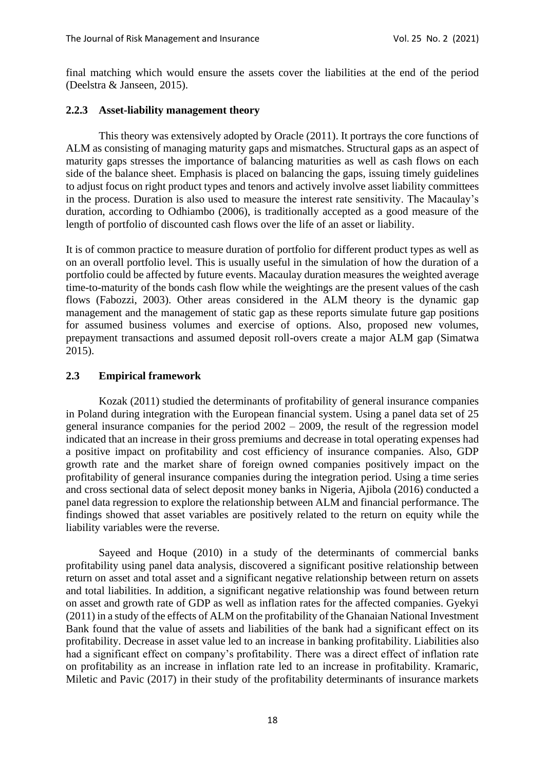final matching which would ensure the assets cover the liabilities at the end of the period (Deelstra & Janseen, 2015).

### 2.2.3 Asset-liability management theory

This theory was extensively adopted by Oracle (2011). It portrays the core functions of ALM as consisting of managing maturity gaps and mismatches. Structural gaps as an aspect of maturity gaps stresses the importance of balancing maturities as well as cash flows on each side of the balance sheet. Emphasis is placed on balancing the gaps, issuing timely guidelines to adjust focus on right product types and tenors and actively involve asset liability committees in the process. Duration is also used to measure the interest rate sensitivity. The Macaulay's duration, according to Odhiambo (2006), is traditionally accepted as a good measure of the length of portfolio of discounted cash flows over the life of an asset or liability.

It is of common practice to measure duration of portfolio for different product types as well as on an overall portfolio level. This is usually useful in the simulation of how the duration of a portfolio could be affected by future events. Macaulay duration measures the weighted average time-to-maturity of the bonds cash flow while the weightings are the present values of the cash flows (Fabozzi, 2003). Other areas considered in the ALM theory is the dynamic gap management and the management of static gap as these reports simulate future gap positions for assumed business volumes and exercise of options. Also, proposed new volumes, prepayment transactions and assumed deposit roll-overs create a major ALM gap (Simatwa 2015).

## 2.3 Empirical framework

Kozak (2011) studied the determinants of profitability of general insurance companies in Poland during integration with the European financial system. Using a panel data set of 25 general insurance companies for the period 2002 – 2009, the result of the regression model indicated that an increase in their gross premiums and decrease in total operating expenses had a positive impact on profitability and cost efficiency of insurance companies. Also, GDP growth rate and the market share of foreign owned companies positively impact on the profitability of general insurance companies during the integration period. Using a time series and cross sectional data of select deposit money banks in Nigeria, Ajibola (2016) conducted a panel data regression to explore the relationship between ALM and financial performance. The findings showed that asset variables are positively related to the return on equity while the liability variables were the reverse.

Sayeed and Hoque (2010) in a study of the determinants of commercial banks profitability using panel data analysis, discovered a significant positive relationship between return on asset and total asset and a significant negative relationship between return on assets and total liabilities. In addition, a significant negative relationship was found between return on asset and growth rate of GDP as well as inflation rates for the affected companies. Gyekyi (2011) in a study of the effects of ALM on the profitability of the Ghanaian National Investment Bank found that the value of assets and liabilities of the bank had a significant effect on its profitability. Decrease in asset value led to an increase in banking profitability. Liabilities also had a significant effect on company's profitability. There was a direct effect of inflation rate on profitability as an increase in inflation rate led to an increase in profitability. Kramaric, Miletic and Pavic (2017) in their study of the profitability determinants of insurance markets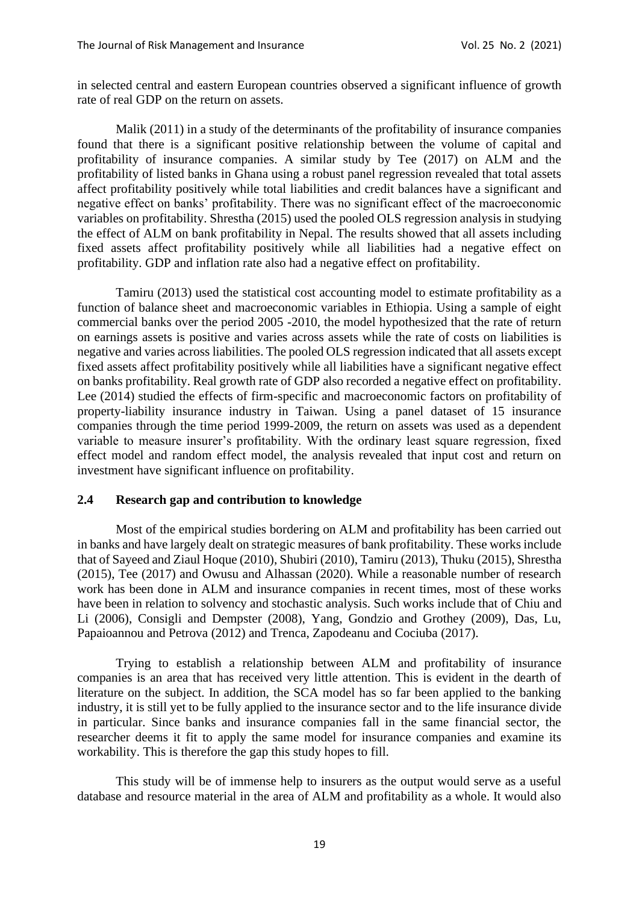in selected central and eastern European countries observed a significant influence of growth rate of real GDP on the return on assets.

Malik (2011) in a study of the determinants of the profitability of insurance companies found that there is a significant positive relationship between the volume of capital and profitability of insurance companies. A similar study by Tee (2017) on ALM and the profitability of listed banks in Ghana using a robust panel regression revealed that total assets affect profitability positively while total liabilities and credit balances have a significant and negative effect on banks' profitability. There was no significant effect of the macroeconomic variables on profitability. Shrestha (2015) used the pooled OLS regression analysis in studying the effect of ALM on bank profitability in Nepal. The results showed that all assets including fixed assets affect profitability positively while all liabilities had a negative effect on profitability. GDP and inflation rate also had a negative effect on profitability.

Tamiru (2013) used the statistical cost accounting model to estimate profitability as a function of balance sheet and macroeconomic variables in Ethiopia. Using a sample of eight commercial banks over the period 2005 -2010, the model hypothesized that the rate of return on earnings assets is positive and varies across assets while the rate of costs on liabilities is negative and varies across liabilities. The pooled OLS regression indicated that all assets except fixed assets affect profitability positively while all liabilities have a significant negative effect on banks profitability. Real growth rate of GDP also recorded a negative effect on profitability. Lee (2014) studied the effects of firm-specific and macroeconomic factors on profitability of property-liability insurance industry in Taiwan. Using a panel dataset of 15 insurance companies through the time period 1999-2009, the return on assets was used as a dependent variable to measure insurer's profitability. With the ordinary least square regression, fixed effect model and random effect model, the analysis revealed that input cost and return on investment have significant influence on profitability.

## 2.4 Research gap and contribution to knowledge

Most of the empirical studies bordering on ALM and profitability has been carried out in banks and have largely dealt on strategic measures of bank profitability. These works include that of Sayeed and Ziaul Hoque (2010), Shubiri (2010), Tamiru (2013), Thuku (2015), Shrestha (2015), Tee (2017) and Owusu and Alhassan (2020). While a reasonable number of research work has been done in ALM and insurance companies in recent times, most of these works have been in relation to solvency and stochastic analysis. Such works include that of Chiu and Li (2006), Consigli and Dempster (2008), Yang, Gondzio and Grothey (2009), Das, Lu, Papaioannou and Petrova (2012) and Trenca, Zapodeanu and Cociuba (2017).

Trying to establish a relationship between ALM and profitability of insurance companies is an area that has received very little attention. This is evident in the dearth of literature on the subject. In addition, the SCA model has so far been applied to the banking industry, it is still yet to be fully applied to the insurance sector and to the life insurance divide in particular. Since banks and insurance companies fall in the same financial sector, the researcher deems it fit to apply the same model for insurance companies and examine its workability. This is therefore the gap this study hopes to fill.

This study will be of immense help to insurers as the output would serve as a useful database and resource material in the area of ALM and profitability as a whole. It would also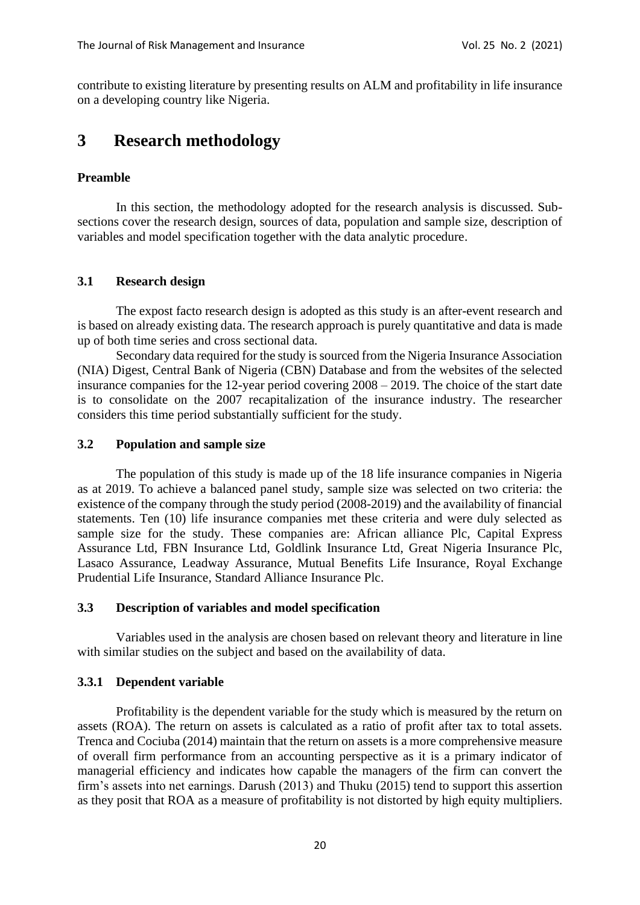contribute to existing literature by presenting results on ALM and profitability in life insurance on a developing country like Nigeria.

# 3 Research methodology

### Preamble

In this section, the methodology adopted for the research analysis is discussed. Sub-sections cover the research design, sources of data, population and sample size, description of variables and model specification together with the data analytic procedure.

## 3.1 Research design

The expost facto research design is adopted as this study is an after-event research and is based on already existing data. The research approach is purely quantitative and data is made up of both time series and cross sectional data.

Secondary data required for the study is sourced from the Nigeria Insurance Association (NIA) Digest, Central Bank of Nigeria (CBN) Database and from the websites of the selected insurance companies for the 12-year period covering 2008 – 2019. The choice of the start date is to consolidate on the 2007 recapitalization of the insurance industry. The researcher considers this time period substantially sufficient for the study.

## 3.2 Population and sample size

The population of this study is made up of the 18 life insurance companies in Nigeria as at 2019. To achieve a balanced panel study, sample size was selected on two criteria: the existence of the company through the study period (2008-2019) and the availability of financial statements. Ten (10) life insurance companies met these criteria and were duly selected as sample size for the study. These companies are: African alliance Plc, Capital Express Assurance Ltd, FBN Insurance Ltd, Goldlink Insurance Ltd, Great Nigeria Insurance Plc, Lasaco Assurance, Leadway Assurance, Mutual Benefits Life Insurance, Royal Exchange Prudential Life Insurance, Standard Alliance Insurance Plc.

## 3.3 Description of variables and model specification

Variables used in the analysis are chosen based on relevant theory and literature in line with similar studies on the subject and based on the availability of data.

### 3.3.1 Dependent variable

Profitability is the dependent variable for the study which is measured by the return on assets (ROA). The return on assets is calculated as a ratio of profit after tax to total assets. Trenca and Cociuba (2014) maintain that the return on assets is a more comprehensive measure of overall firm performance from an accounting perspective as it is a primary indicator of managerial efficiency and indicates how capable the managers of the firm can convert the firm's assets into net earnings. Darush (2013) and Thuku (2015) tend to support this assertion as they posit that ROA as a measure of profitability is not distorted by high equity multipliers.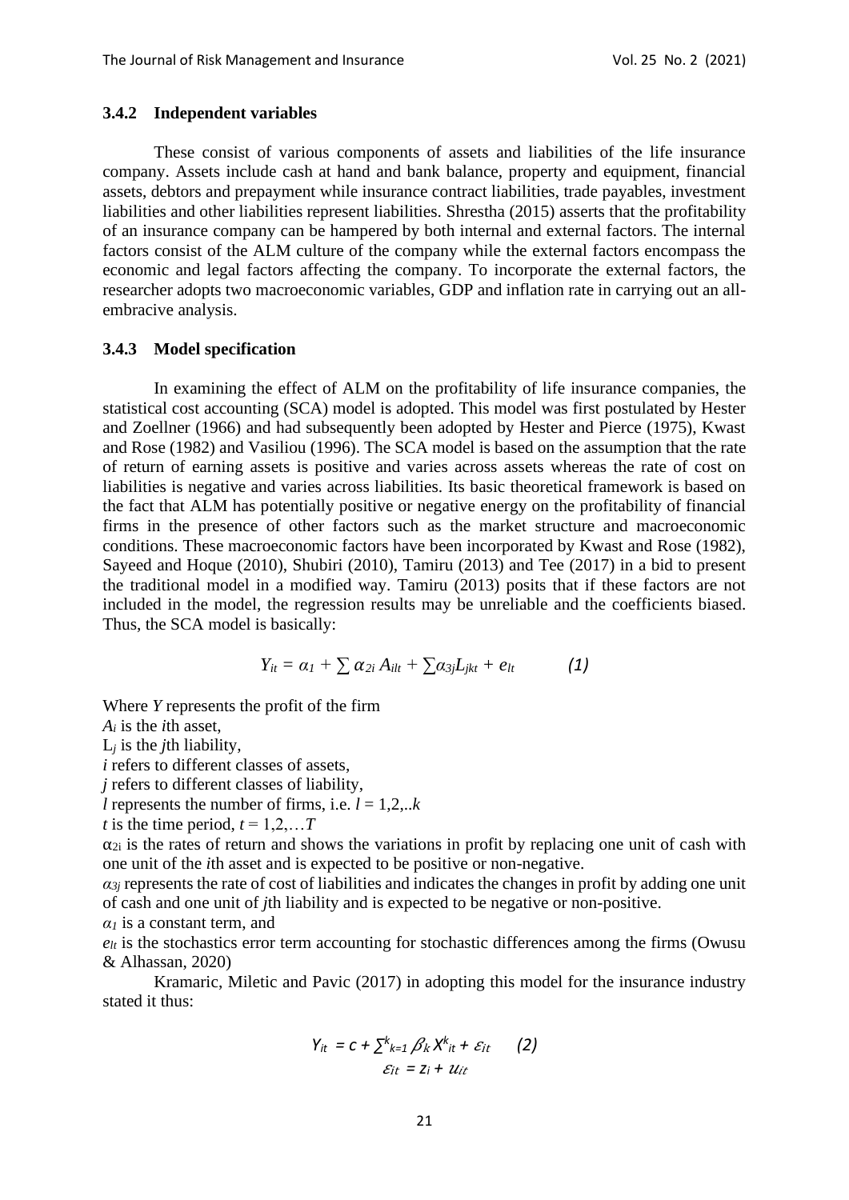### 3.4.2 Independent variables

These consist of various components of assets and liabilities of the life insurance company. Assets include cash at hand and bank balance, property and equipment, financial assets, debtors and prepayment while insurance contract liabilities, trade payables, investment liabilities and other liabilities represent liabilities. Shrestha (2015) asserts that the profitability of an insurance company can be hampered by both internal and external factors. The internal factors consist of the ALM culture of the company while the external factors encompass the economic and legal factors affecting the company. To incorporate the external factors, the researcher adopts two macroeconomic variables, GDP and inflation rate in carrying out an all-embracive analysis.

### 3.4.3 Model specification

In examining the effect of ALM on the profitability of life insurance companies, the statistical cost accounting (SCA) model is adopted. This model was first postulated by Hester and Zoellner (1966) and had subsequently been adopted by Hester and Pierce (1975), Kwast and Rose (1982) and Vasiliou (1996). The SCA model is based on the assumption that the rate of return of earning assets is positive and varies across assets whereas the rate of cost on liabilities is negative and varies across liabilities. Its basic theoretical framework is based on the fact that ALM has potentially positive or negative energy on the profitability of financial firms in the presence of other factors such as the market structure and macroeconomic conditions. These macroeconomic factors have been incorporated by Kwast and Rose (1982), Sayeed and Hoque (2010), Shubiri (2010), Tamiru (2013) and Tee (2017) in a bid to present the traditional model in a modified way. Tamiru (2013) posits that if these factors are not included in the model, the regression results may be unreliable and the coefficients biased. Thus, the SCA model is basically:

$$Y_{it} = \alpha_1 + \sum \alpha_{2i} A_{ilt} + \sum \alpha_{3j} L_{jkt} + e_{lt} \qquad (1)$$

Where $Y$ represents the profit of the firm

$A_i$ is the $i$th asset,

$L_j$ is the $j$th liability,

$i$ refers to different classes of assets,

$j$ refers to different classes of liability,

$l$ represents the number of firms, i.e. $l = 1,2,..k$

$t$ is the time period, $t = 1,2,\ldots T$

$\alpha_{2i}$ is the rates of return and shows the variations in profit by replacing one unit of cash with one unit of the $i$th asset and is expected to be positive or non-negative.

$\alpha_{3j}$ represents the rate of cost of liabilities and indicates the changes in profit by adding one unit of cash and one unit of $j$th liability and is expected to be negative or non-positive.

$\alpha_1$ is a constant term, and

$e_{lt}$ is the stochastics error term accounting for stochastic differences among the firms (Owusu & Alhassan, 2020)

Kramaric, Miletic and Pavic (2017) in adopting this model for the insurance industry stated it thus:

$$Y_{it} = c + \sum\nolimits_{k=1}^{k} \beta_k X^k_{it} + \varepsilon_{it} \qquad (2)$$

$$\varepsilon_{it} = z_i + u_{it}$$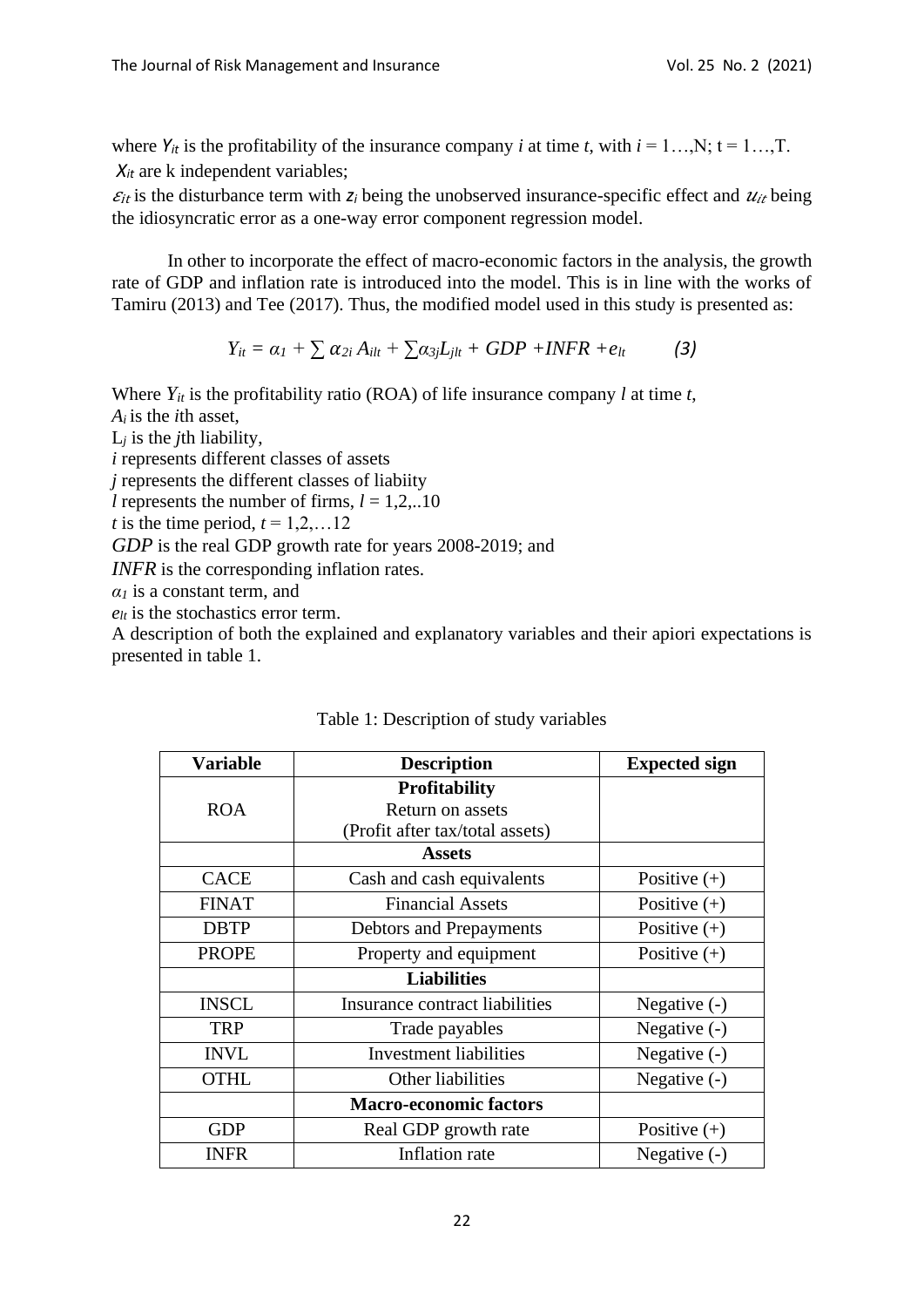where $Y_{it}$ is the profitability of the insurance company $i$ at time $t$, with $i = 1…,N$; $t = 1…,T$.
$X_{it}$ are k independent variables;
$\varepsilon_{it}$ is the disturbance term with $z_i$ being the unobserved insurance-specific effect and $u_{it}$ being the idiosyncratic error as a one-way error component regression model.

In other to incorporate the effect of macro-economic factors in the analysis, the growth rate of GDP and inflation rate is introduced into the model. This is in line with the works of Tamiru (2013) and Tee (2017). Thus, the modified model used in this study is presented as:

$$Y_{it} = \alpha_1 + \sum \alpha_{2i} A_{ilt} + \sum \alpha_{3j} L_{jlt} + GDP + INFR + e_{lt} \qquad (3)$$

Where $Y_{it}$ is the profitability ratio (ROA) of life insurance company $l$ at time $t$,
$A_i$ is the $i$th asset,
$L_j$ is the $j$th liability,
$i$ represents different classes of assets
$j$ represents the different classes of liabiity
$l$ represents the number of firms, $l = 1,2,..10$
$t$ is the time period, $t = 1,2,…12$
*GDP* is the real GDP growth rate for years 2008-2019; and
*INFR* is the corresponding inflation rates.
$\alpha_1$ is a constant term, and
$e_{lt}$ is the stochastics error term.
A description of both the explained and explanatory variables and their apiori expectations is presented in table 1.

Table 1: Description of study variables

| Variable | Description | Expected sign |
|---|---|---|
| ROA | **Profitability** Return on assets (Profit after tax/total assets) | |
| | **Assets** | |
| CACE | Cash and cash equivalents | Positive (+) |
| FINAT | Financial Assets | Positive (+) |
| DBTP | Debtors and Prepayments | Positive (+) |
| PROPE | Property and equipment | Positive (+) |
| | **Liabilities** | |
| INSCL | Insurance contract liabilities | Negative (-) |
| TRP | Trade payables | Negative (-) |
| INVL | Investment liabilities | Negative (-) |
| OTHL | Other liabilities | Negative (-) |
| | **Macro-economic factors** | |
| GDP | Real GDP growth rate | Positive (+) |
| INFR | Inflation rate | Negative (-) |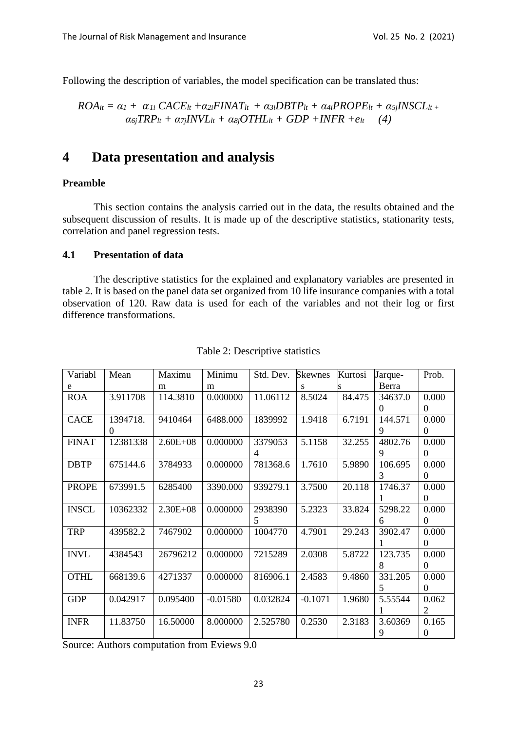Following the description of variables, the model specification can be translated thus:

$$ROA_{it} = \alpha_1 + \alpha_{1i}\, CACE_{lt} + \alpha_{2i}FINAT_{lt} + \alpha_{3i}DBTP_{lt} + \alpha_{4i}PROPE_{lt} + \alpha_{5j}INSCL_{lt} + \alpha_{6j}TRP_{lt} + \alpha_{7j}INVL_{lt} + \alpha_{8j}OTHL_{lt} + GDP + INFR + e_{lt} \quad (4)$$

# 4 Data presentation and analysis

**Preamble**

This section contains the analysis carried out in the data, the results obtained and the subsequent discussion of results. It is made up of the descriptive statistics, stationarity tests, correlation and panel regression tests.

## 4.1 Presentation of data

The descriptive statistics for the explained and explanatory variables are presented in table 2. It is based on the panel data set organized from 10 life insurance companies with a total observation of 120. Raw data is used for each of the variables and not their log or first difference transformations.

Table 2: Descriptive statistics

| Variable | Mean | Maximum | Minimum | Std. Dev. | Skewness | Kurtosis | Jarque-Berra | Prob. |
|---|---|---|---|---|---|---|---|---|
| ROA | 3.911708 | 114.3810 | 0.000000 | 11.06112 | 8.5024 | 84.475 | 34637.00 | 0.0000 |
| CACE | 1394718.0 | 9410464 | 6488.000 | 1839992 | 1.9418 | 6.7191 | 144.5719 | 0.0000 |
| FINAT | 12381338 | 2.60E+08 | 0.000000 | 33790534 | 5.1158 | 32.255 | 4802.769 | 0.0000 |
| DBTP | 675144.6 | 3784933 | 0.000000 | 781368.6 | 1.7610 | 5.9890 | 106.6953 | 0.0000 |
| PROPE | 673991.5 | 6285400 | 3390.000 | 939279.1 | 3.7500 | 20.118 | 1746.371 | 0.0000 |
| INSCL | 10362332 | 2.30E+08 | 0.000000 | 29383905 | 5.2323 | 33.824 | 5298.226 | 0.0000 |
| TRP | 439582.2 | 7467902 | 0.000000 | 1004770 | 4.7901 | 29.243 | 3902.471 | 0.0000 |
| INVL | 4384543 | 26796212 | 0.000000 | 7215289 | 2.0308 | 5.8722 | 123.7358 | 0.0000 |
| OTHL | 668139.6 | 4271337 | 0.000000 | 816906.1 | 2.4583 | 9.4860 | 331.2055 | 0.0000 |
| GDP | 0.042917 | 0.095400 | -0.01580 | 0.032824 | -0.1071 | 1.9680 | 5.555441 | 0.0622 |
| INFR | 11.83750 | 16.50000 | 8.000000 | 2.525780 | 0.2530 | 2.3183 | 3.603699 | 0.1650 |

Source: Authors computation from Eviews 9.0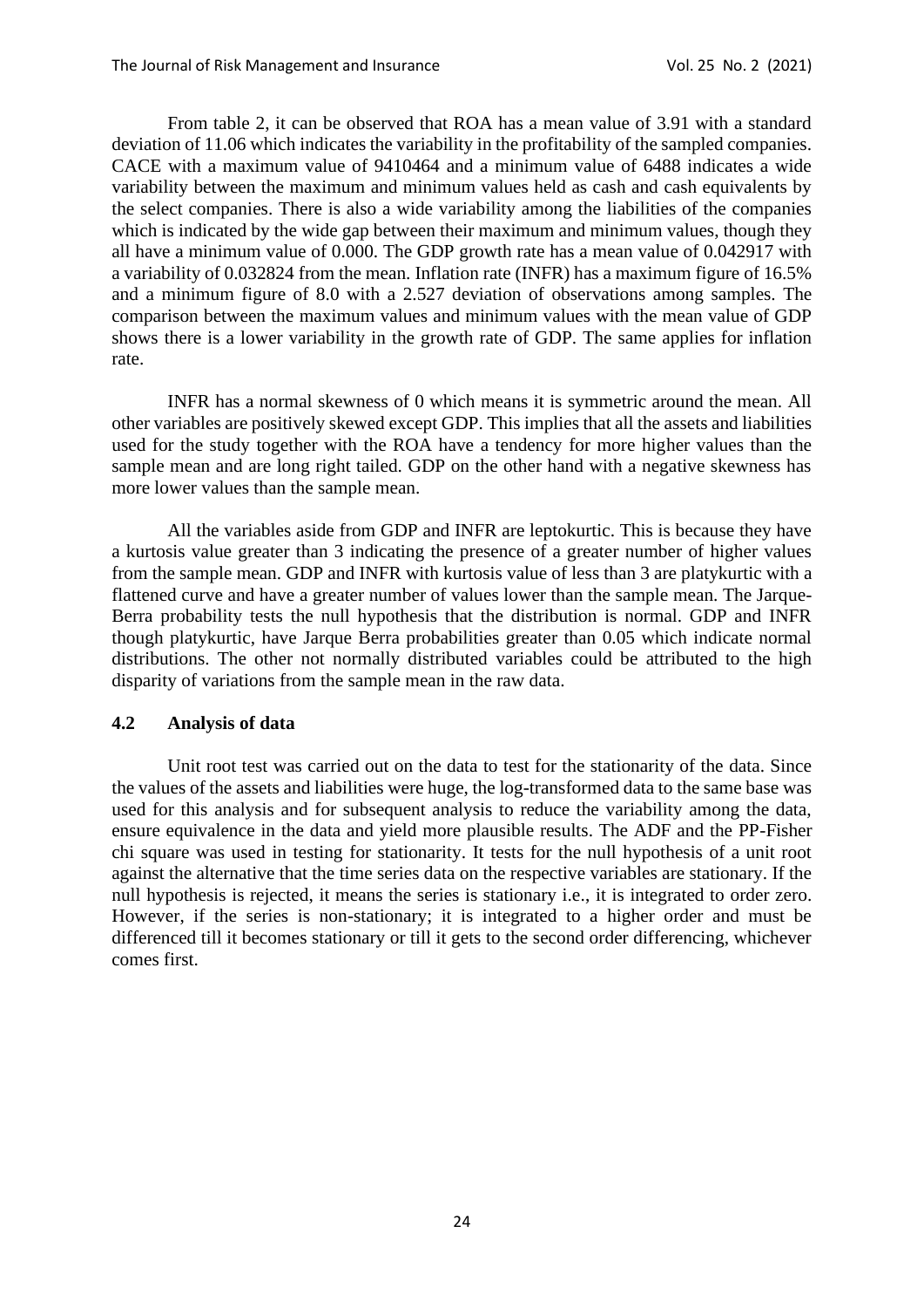From table 2, it can be observed that ROA has a mean value of 3.91 with a standard deviation of 11.06 which indicates the variability in the profitability of the sampled companies. CACE with a maximum value of 9410464 and a minimum value of 6488 indicates a wide variability between the maximum and minimum values held as cash and cash equivalents by the select companies. There is also a wide variability among the liabilities of the companies which is indicated by the wide gap between their maximum and minimum values, though they all have a minimum value of 0.000. The GDP growth rate has a mean value of 0.042917 with a variability of 0.032824 from the mean. Inflation rate (INFR) has a maximum figure of 16.5% and a minimum figure of 8.0 with a 2.527 deviation of observations among samples. The comparison between the maximum values and minimum values with the mean value of GDP shows there is a lower variability in the growth rate of GDP. The same applies for inflation rate.

INFR has a normal skewness of 0 which means it is symmetric around the mean. All other variables are positively skewed except GDP. This implies that all the assets and liabilities used for the study together with the ROA have a tendency for more higher values than the sample mean and are long right tailed. GDP on the other hand with a negative skewness has more lower values than the sample mean.

All the variables aside from GDP and INFR are leptokurtic. This is because they have a kurtosis value greater than 3 indicating the presence of a greater number of higher values from the sample mean. GDP and INFR with kurtosis value of less than 3 are platykurtic with a flattened curve and have a greater number of values lower than the sample mean. The Jarque-Berra probability tests the null hypothesis that the distribution is normal. GDP and INFR though platykurtic, have Jarque Berra probabilities greater than 0.05 which indicate normal distributions. The other not normally distributed variables could be attributed to the high disparity of variations from the sample mean in the raw data.

### 4.2 Analysis of data

Unit root test was carried out on the data to test for the stationarity of the data. Since the values of the assets and liabilities were huge, the log-transformed data to the same base was used for this analysis and for subsequent analysis to reduce the variability among the data, ensure equivalence in the data and yield more plausible results. The ADF and the PP-Fisher chi square was used in testing for stationarity. It tests for the null hypothesis of a unit root against the alternative that the time series data on the respective variables are stationary. If the null hypothesis is rejected, it means the series is stationary i.e., it is integrated to order zero. However, if the series is non-stationary; it is integrated to a higher order and must be differenced till it becomes stationary or till it gets to the second order differencing, whichever comes first.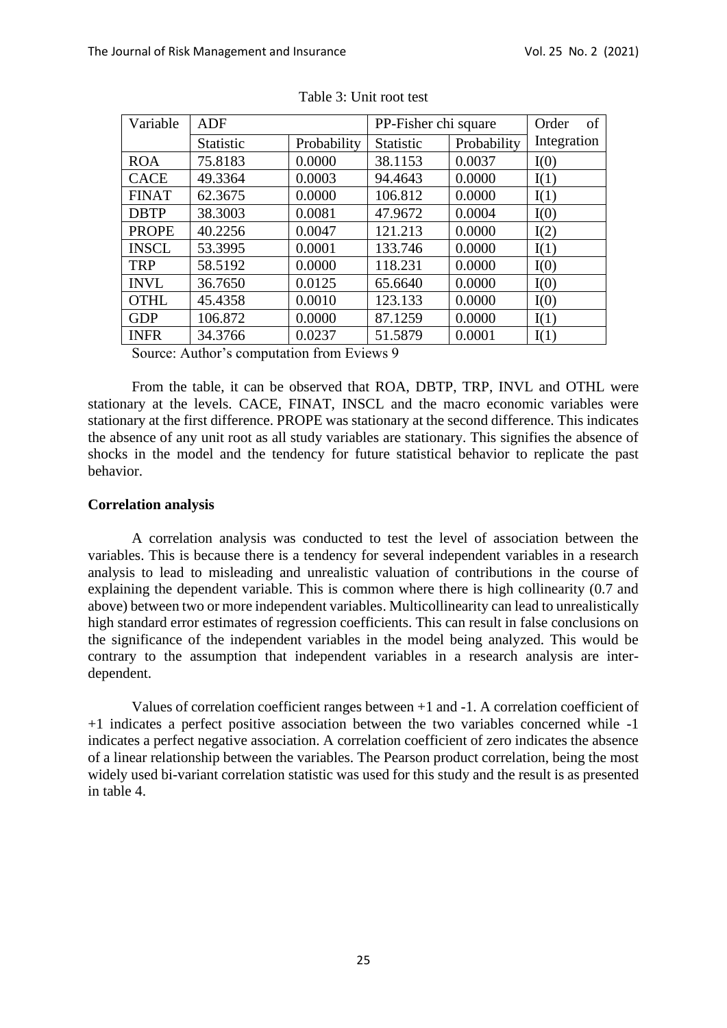Table 3: Unit root test

| Variable | ADF | | PP-Fisher chi square | | Order of Integration |
|---|---|---|---|---|---|
| | Statistic | Probability | Statistic | Probability | |
| ROA | 75.8183 | 0.0000 | 38.1153 | 0.0037 | I(0) |
| CACE | 49.3364 | 0.0003 | 94.4643 | 0.0000 | I(1) |
| FINAT | 62.3675 | 0.0000 | 106.812 | 0.0000 | I(1) |
| DBTP | 38.3003 | 0.0081 | 47.9672 | 0.0004 | I(0) |
| PROPE | 40.2256 | 0.0047 | 121.213 | 0.0000 | I(2) |
| INSCL | 53.3995 | 0.0001 | 133.746 | 0.0000 | I(1) |
| TRP | 58.5192 | 0.0000 | 118.231 | 0.0000 | I(0) |
| INVL | 36.7650 | 0.0125 | 65.6640 | 0.0000 | I(0) |
| OTHL | 45.4358 | 0.0010 | 123.133 | 0.0000 | I(0) |
| GDP | 106.872 | 0.0000 | 87.1259 | 0.0000 | I(1) |
| INFR | 34.3766 | 0.0237 | 51.5879 | 0.0001 | I(1) |

Source: Author's computation from Eviews 9

From the table, it can be observed that ROA, DBTP, TRP, INVL and OTHL were stationary at the levels. CACE, FINAT, INSCL and the macro economic variables were stationary at the first difference. PROPE was stationary at the second difference. This indicates the absence of any unit root as all study variables are stationary. This signifies the absence of shocks in the model and the tendency for future statistical behavior to replicate the past behavior.

**Correlation analysis**

A correlation analysis was conducted to test the level of association between the variables. This is because there is a tendency for several independent variables in a research analysis to lead to misleading and unrealistic valuation of contributions in the course of explaining the dependent variable. This is common where there is high collinearity (0.7 and above) between two or more independent variables. Multicollinearity can lead to unrealistically high standard error estimates of regression coefficients. This can result in false conclusions on the significance of the independent variables in the model being analyzed. This would be contrary to the assumption that independent variables in a research analysis are inter-dependent.

Values of correlation coefficient ranges between +1 and -1. A correlation coefficient of +1 indicates a perfect positive association between the two variables concerned while -1 indicates a perfect negative association. A correlation coefficient of zero indicates the absence of a linear relationship between the variables. The Pearson product correlation, being the most widely used bi-variant correlation statistic was used for this study and the result is as presented in table 4.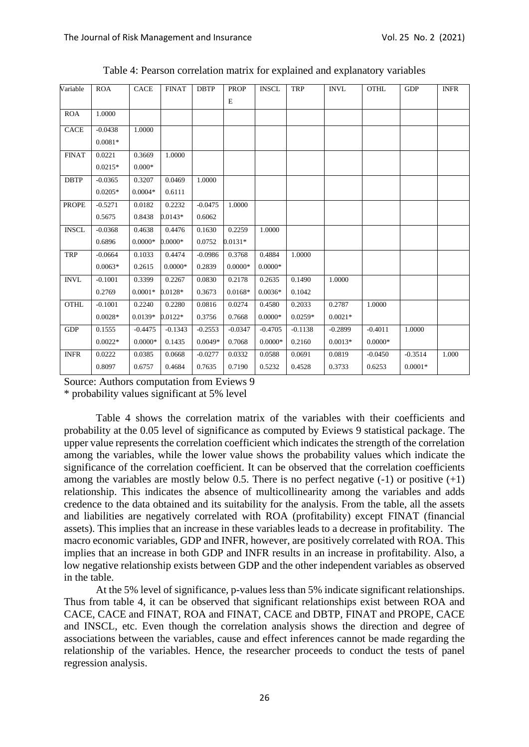Table 4: Pearson correlation matrix for explained and explanatory variables

| Variable | ROA | CACE | FINAT | DBTP | PROPE | INSCL | TRP | INVL | OTHL | GDP | INFR |
|---|---|---|---|---|---|---|---|---|---|---|---|
| ROA | 1.0000 | | | | | | | | | | |
| CACE | -0.0438<br>0.0081* | 1.0000 | | | | | | | | | |
| FINAT | 0.0221<br>0.0215* | 0.3669<br>0.000* | 1.0000 | | | | | | | | |
| DBTP | -0.0365<br>0.0205* | 0.3207<br>0.0004* | 0.0469<br>0.6111 | 1.0000 | | | | | | | |
| PROPE | -0.5271<br>0.5675 | 0.0182<br>0.8438 | 0.2232<br>0.0143* | -0.0475<br>0.6062 | 1.0000 | | | | | | |
| INSCL | -0.0368<br>0.6896 | 0.4638<br>0.0000* | 0.4476<br>0.0000* | 0.1630<br>0.0752 | 0.2259<br>0.0131* | 1.0000 | | | | | |
| TRP | -0.0664<br>0.0063* | 0.1033<br>0.2615 | 0.4474<br>0.0000* | -0.0986<br>0.2839 | 0.3768<br>0.0000* | 0.4884<br>0.0000* | 1.0000 | | | | |
| INVL | -0.1001<br>0.2769 | 0.3399<br>0.0001* | 0.2267<br>0.0128* | 0.0830<br>0.3673 | 0.2178<br>0.0168* | 0.2635<br>0.0036* | 0.1490<br>0.1042 | 1.0000 | | | |
| OTHL | -0.1001<br>0.0028* | 0.2240<br>0.0139* | 0.2280<br>0.0122* | 0.0816<br>0.3756 | 0.0274<br>0.7668 | 0.4580<br>0.0000* | 0.2033<br>0.0259* | 0.2787<br>0.0021* | 1.0000 | | |
| GDP | 0.1555<br>0.0022* | -0.4475<br>0.0000* | -0.1343<br>0.1435 | -0.2553<br>0.0049* | -0.0347<br>0.7068 | -0.4705<br>0.0000* | -0.1138<br>0.2160 | -0.2899<br>0.0013* | -0.4011<br>0.0000* | 1.0000 | |
| INFR | 0.0222<br>0.8097 | 0.0385<br>0.6757 | 0.0668<br>0.4684 | -0.0277<br>0.7635 | 0.0332<br>0.7190 | 0.0588<br>0.5232 | 0.0691<br>0.4528 | 0.0819<br>0.3733 | -0.0450<br>0.6253 | -0.3514<br>0.0001* | 1.000 |

Source: Authors computation from Eviews 9

\* probability values significant at 5% level

Table 4 shows the correlation matrix of the variables with their coefficients and probability at the 0.05 level of significance as computed by Eviews 9 statistical package. The upper value represents the correlation coefficient which indicates the strength of the correlation among the variables, while the lower value shows the probability values which indicate the significance of the correlation coefficient. It can be observed that the correlation coefficients among the variables are mostly below 0.5. There is no perfect negative (-1) or positive (+1) relationship. This indicates the absence of multicollinearity among the variables and adds credence to the data obtained and its suitability for the analysis. From the table, all the assets and liabilities are negatively correlated with ROA (profitability) except FINAT (financial assets). This implies that an increase in these variables leads to a decrease in profitability. The macro economic variables, GDP and INFR, however, are positively correlated with ROA. This implies that an increase in both GDP and INFR results in an increase in profitability. Also, a low negative relationship exists between GDP and the other independent variables as observed in the table.

At the 5% level of significance, p-values less than 5% indicate significant relationships. Thus from table 4, it can be observed that significant relationships exist between ROA and CACE, CACE and FINAT, ROA and FINAT, CACE and DBTP, FINAT and PROPE, CACE and INSCL, etc. Even though the correlation analysis shows the direction and degree of associations between the variables, cause and effect inferences cannot be made regarding the relationship of the variables. Hence, the researcher proceeds to conduct the tests of panel regression analysis.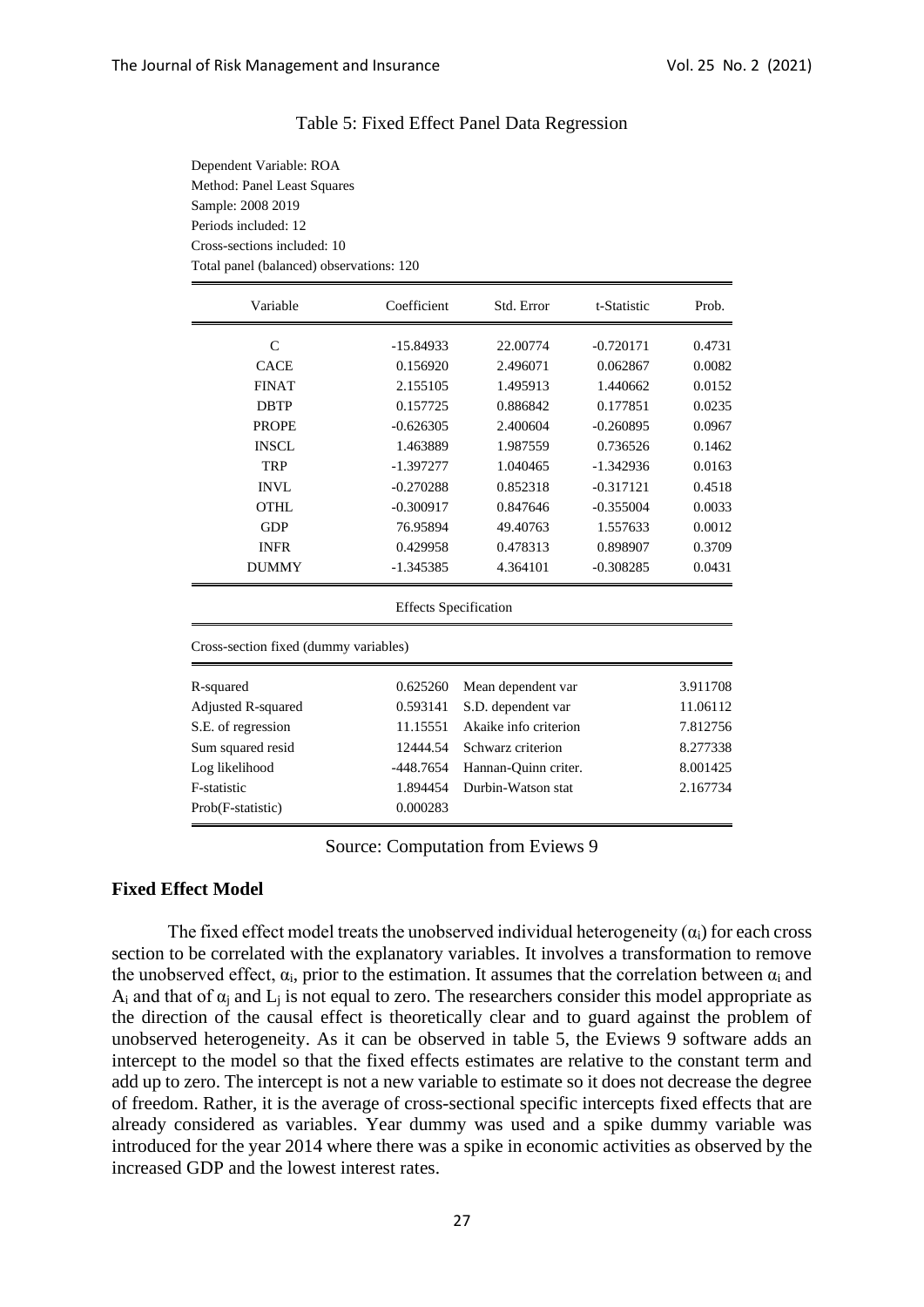Table 5: Fixed Effect Panel Data Regression

Dependent Variable: ROA
Method: Panel Least Squares
Sample: 2008 2019
Periods included: 12
Cross-sections included: 10
Total panel (balanced) observations: 120

| Variable | Coefficient | Std. Error | t-Statistic | Prob. |
|---|---|---|---|---|
| C | -15.84933 | 22.00774 | -0.720171 | 0.4731 |
| CACE | 0.156920 | 2.496071 | 0.062867 | 0.0082 |
| FINAT | 2.155105 | 1.495913 | 1.440662 | 0.0152 |
| DBTP | 0.157725 | 0.886842 | 0.177851 | 0.0235 |
| PROPE | -0.626305 | 2.400604 | -0.260895 | 0.0967 |
| INSCL | 1.463889 | 1.987559 | 0.736526 | 0.1462 |
| TRP | -1.397277 | 1.040465 | -1.342936 | 0.0163 |
| INVL | -0.270288 | 0.852318 | -0.317121 | 0.4518 |
| OTHL | -0.300917 | 0.847646 | -0.355004 | 0.0033 |
| GDP | 76.95894 | 49.40763 | 1.557633 | 0.0012 |
| INFR | 0.429958 | 0.478313 | 0.898907 | 0.3709 |
| DUMMY | -1.345385 | 4.364101 | -0.308285 | 0.0431 |

Effects Specification

Cross-section fixed (dummy variables)

| | | | |
|---|---|---|---|
| R-squared | 0.625260 | Mean dependent var | 3.911708 |
| Adjusted R-squared | 0.593141 | S.D. dependent var | 11.06112 |
| S.E. of regression | 11.15551 | Akaike info criterion | 7.812756 |
| Sum squared resid | 12444.54 | Schwarz criterion | 8.277338 |
| Log likelihood | -448.7654 | Hannan-Quinn criter. | 8.001425 |
| F-statistic | 1.894454 | Durbin-Watson stat | 2.167734 |
| Prob(F-statistic) | 0.000283 | | |

Source: Computation from Eviews 9

**Fixed Effect Model**

The fixed effect model treats the unobserved individual heterogeneity ($\alpha_i$) for each cross section to be correlated with the explanatory variables. It involves a transformation to remove the unobserved effect, $\alpha_i$, prior to the estimation. It assumes that the correlation between $\alpha_i$ and $A_i$ and that of $\alpha_j$ and $L_j$ is not equal to zero. The researchers consider this model appropriate as the direction of the causal effect is theoretically clear and to guard against the problem of unobserved heterogeneity. As it can be observed in table 5, the Eviews 9 software adds an intercept to the model so that the fixed effects estimates are relative to the constant term and add up to zero. The intercept is not a new variable to estimate so it does not decrease the degree of freedom. Rather, it is the average of cross-sectional specific intercepts fixed effects that are already considered as variables. Year dummy was used and a spike dummy variable was introduced for the year 2014 where there was a spike in economic activities as observed by the increased GDP and the lowest interest rates.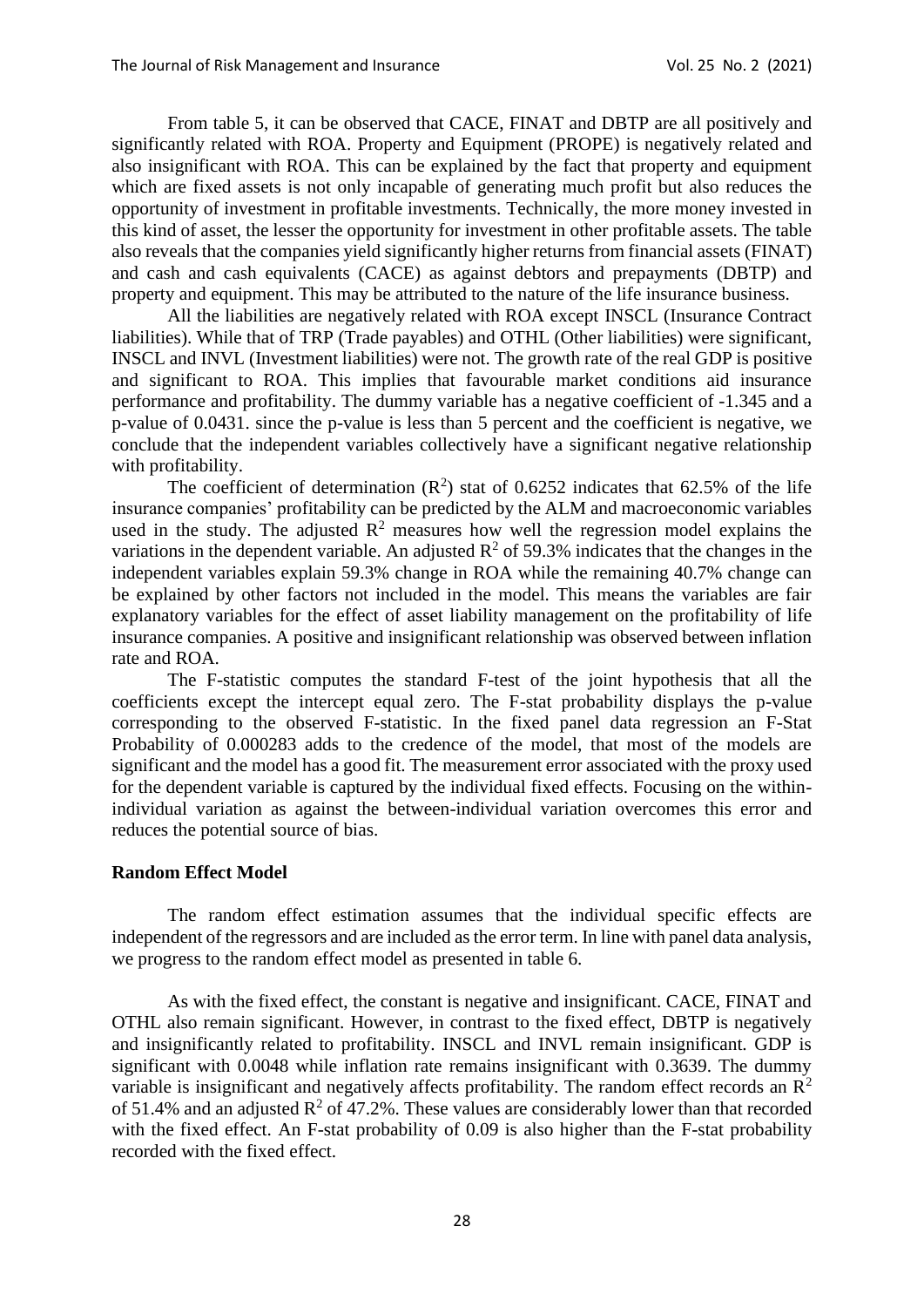From table 5, it can be observed that CACE, FINAT and DBTP are all positively and significantly related with ROA. Property and Equipment (PROPE) is negatively related and also insignificant with ROA. This can be explained by the fact that property and equipment which are fixed assets is not only incapable of generating much profit but also reduces the opportunity of investment in profitable investments. Technically, the more money invested in this kind of asset, the lesser the opportunity for investment in other profitable assets. The table also reveals that the companies yield significantly higher returns from financial assets (FINAT) and cash and cash equivalents (CACE) as against debtors and prepayments (DBTP) and property and equipment. This may be attributed to the nature of the life insurance business.

All the liabilities are negatively related with ROA except INSCL (Insurance Contract liabilities). While that of TRP (Trade payables) and OTHL (Other liabilities) were significant, INSCL and INVL (Investment liabilities) were not. The growth rate of the real GDP is positive and significant to ROA. This implies that favourable market conditions aid insurance performance and profitability. The dummy variable has a negative coefficient of -1.345 and a p-value of 0.0431. since the p-value is less than 5 percent and the coefficient is negative, we conclude that the independent variables collectively have a significant negative relationship with profitability.

The coefficient of determination ($R^2$) stat of 0.6252 indicates that 62.5% of the life insurance companies' profitability can be predicted by the ALM and macroeconomic variables used in the study. The adjusted $R^2$ measures how well the regression model explains the variations in the dependent variable. An adjusted $R^2$ of 59.3% indicates that the changes in the independent variables explain 59.3% change in ROA while the remaining 40.7% change can be explained by other factors not included in the model. This means the variables are fair explanatory variables for the effect of asset liability management on the profitability of life insurance companies. A positive and insignificant relationship was observed between inflation rate and ROA.

The F-statistic computes the standard F-test of the joint hypothesis that all the coefficients except the intercept equal zero. The F-stat probability displays the p-value corresponding to the observed F-statistic. In the fixed panel data regression an F-Stat Probability of 0.000283 adds to the credence of the model, that most of the models are significant and the model has a good fit. The measurement error associated with the proxy used for the dependent variable is captured by the individual fixed effects. Focusing on the within-individual variation as against the between-individual variation overcomes this error and reduces the potential source of bias.

**Random Effect Model**

The random effect estimation assumes that the individual specific effects are independent of the regressors and are included as the error term. In line with panel data analysis, we progress to the random effect model as presented in table 6.

As with the fixed effect, the constant is negative and insignificant. CACE, FINAT and OTHL also remain significant. However, in contrast to the fixed effect, DBTP is negatively and insignificantly related to profitability. INSCL and INVL remain insignificant. GDP is significant with 0.0048 while inflation rate remains insignificant with 0.3639. The dummy variable is insignificant and negatively affects profitability. The random effect records an $R^2$ of 51.4% and an adjusted $R^2$ of 47.2%. These values are considerably lower than that recorded with the fixed effect. An F-stat probability of 0.09 is also higher than the F-stat probability recorded with the fixed effect.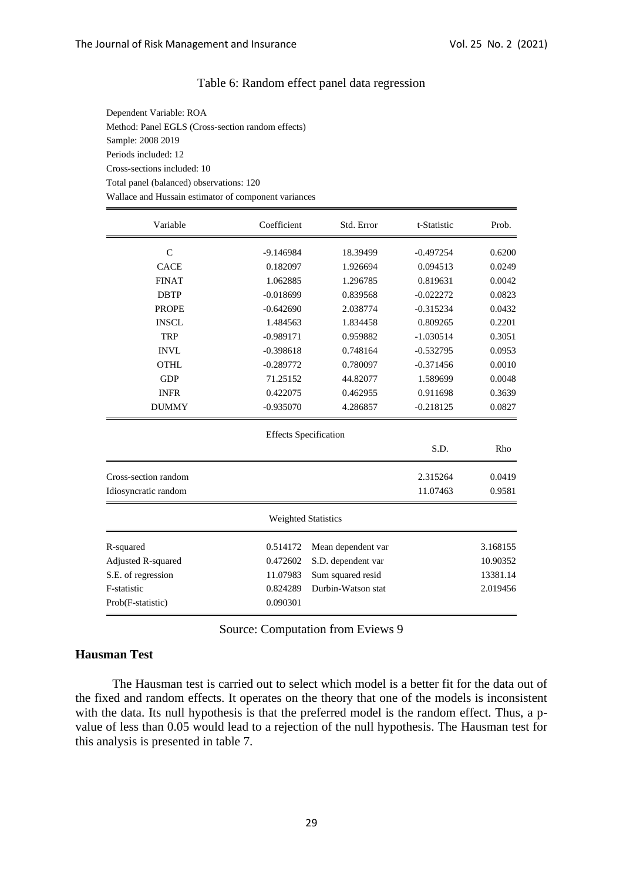Table 6: Random effect panel data regression

Dependent Variable: ROA
Method: Panel EGLS (Cross-section random effects)
Sample: 2008 2019
Periods included: 12
Cross-sections included: 10
Total panel (balanced) observations: 120
Wallace and Hussain estimator of component variances

| Variable | Coefficient | Std. Error | t-Statistic | Prob. |
|---|---|---|---|---|
| C | -9.146984 | 18.39499 | -0.497254 | 0.6200 |
| CACE | 0.182097 | 1.926694 | 0.094513 | 0.0249 |
| FINAT | 1.062885 | 1.296785 | 0.819631 | 0.0042 |
| DBTP | -0.018699 | 0.839568 | -0.022272 | 0.0823 |
| PROPE | -0.642690 | 2.038774 | -0.315234 | 0.0432 |
| INSCL | 1.484563 | 1.834458 | 0.809265 | 0.2201 |
| TRP | -0.989171 | 0.959882 | -1.030514 | 0.3051 |
| INVL | -0.398618 | 0.748164 | -0.532795 | 0.0953 |
| OTHL | -0.289772 | 0.780097 | -0.371456 | 0.0010 |
| GDP | 71.25152 | 44.82077 | 1.589699 | 0.0048 |
| INFR | 0.422075 | 0.462955 | 0.911698 | 0.3639 |
| DUMMY | -0.935070 | 4.286857 | -0.218125 | 0.0827 |

| Effects Specification | | S.D. | Rho |
|---|---|---|---|
| Cross-section random | | 2.315264 | 0.0419 |
| Idiosyncratic random | | 11.07463 | 0.9581 |

| Weighted Statistics | | | |
|---|---|---|---|
| R-squared | 0.514172 | Mean dependent var | 3.168155 |
| Adjusted R-squared | 0.472602 | S.D. dependent var | 10.90352 |
| S.E. of regression | 11.07983 | Sum squared resid | 13381.14 |
| F-statistic | 0.824289 | Durbin-Watson stat | 2.019456 |
| Prob(F-statistic) | 0.090301 | | |

Source: Computation from Eviews 9

## Hausman Test

The Hausman test is carried out to select which model is a better fit for the data out of the fixed and random effects. It operates on the theory that one of the models is inconsistent with the data. Its null hypothesis is that the preferred model is the random effect. Thus, a p-value of less than 0.05 would lead to a rejection of the null hypothesis. The Hausman test for this analysis is presented in table 7.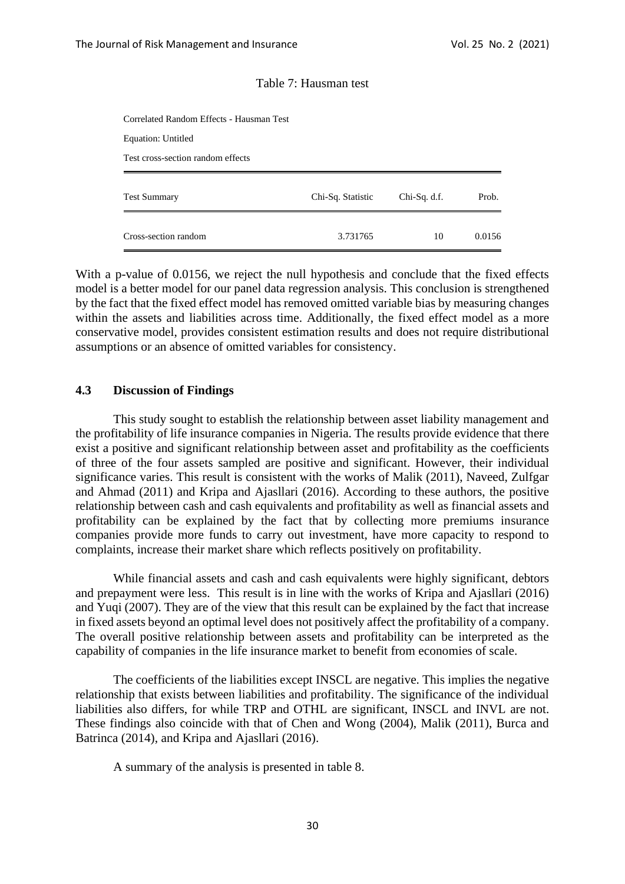Table 7: Hausman test

Correlated Random Effects - Hausman Test

Equation: Untitled

Test cross-section random effects

| Test Summary | Chi-Sq. Statistic | Chi-Sq. d.f. | Prob. |
|---|---|---|---|
| Cross-section random | 3.731765 | 10 | 0.0156 |

With a p-value of 0.0156, we reject the null hypothesis and conclude that the fixed effects model is a better model for our panel data regression analysis. This conclusion is strengthened by the fact that the fixed effect model has removed omitted variable bias by measuring changes within the assets and liabilities across time. Additionally, the fixed effect model as a more conservative model, provides consistent estimation results and does not require distributional assumptions or an absence of omitted variables for consistency.

### 4.3 Discussion of Findings

This study sought to establish the relationship between asset liability management and the profitability of life insurance companies in Nigeria. The results provide evidence that there exist a positive and significant relationship between asset and profitability as the coefficients of three of the four assets sampled are positive and significant. However, their individual significance varies. This result is consistent with the works of Malik (2011), Naveed, Zulfgar and Ahmad (2011) and Kripa and Ajasllari (2016). According to these authors, the positive relationship between cash and cash equivalents and profitability as well as financial assets and profitability can be explained by the fact that by collecting more premiums insurance companies provide more funds to carry out investment, have more capacity to respond to complaints, increase their market share which reflects positively on profitability.

While financial assets and cash and cash equivalents were highly significant, debtors and prepayment were less. This result is in line with the works of Kripa and Ajasllari (2016) and Yuqi (2007). They are of the view that this result can be explained by the fact that increase in fixed assets beyond an optimal level does not positively affect the profitability of a company. The overall positive relationship between assets and profitability can be interpreted as the capability of companies in the life insurance market to benefit from economies of scale.

The coefficients of the liabilities except INSCL are negative. This implies the negative relationship that exists between liabilities and profitability. The significance of the individual liabilities also differs, for while TRP and OTHL are significant, INSCL and INVL are not. These findings also coincide with that of Chen and Wong (2004), Malik (2011), Burca and Batrinca (2014), and Kripa and Ajasllari (2016).

A summary of the analysis is presented in table 8.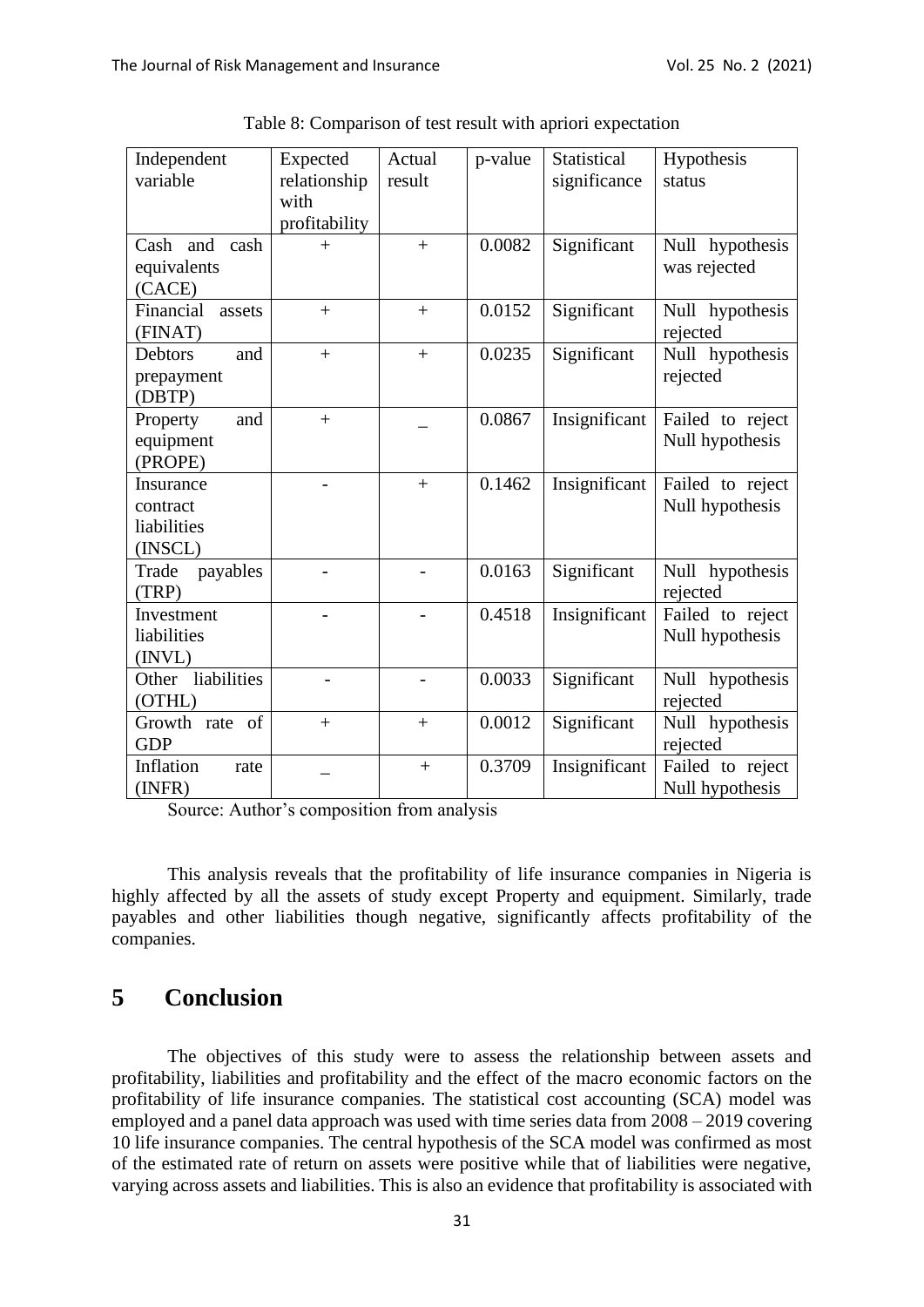Table 8: Comparison of test result with apriori expectation

| Independent variable | Expected relationship with profitability | Actual result | p-value | Statistical significance | Hypothesis status |
|---|---|---|---|---|---|
| Cash and cash equivalents (CACE) | + | + | 0.0082 | Significant | Null hypothesis was rejected |
| Financial assets (FINAT) | + | + | 0.0152 | Significant | Null hypothesis rejected |
| Debtors and prepayment (DBTP) | + | + | 0.0235 | Significant | Null hypothesis rejected |
| Property and equipment (PROPE) | + | _ | 0.0867 | Insignificant | Failed to reject Null hypothesis |
| Insurance contract liabilities (INSCL) | - | + | 0.1462 | Insignificant | Failed to reject Null hypothesis |
| Trade payables (TRP) | - | - | 0.0163 | Significant | Null hypothesis rejected |
| Investment liabilities (INVL) | - | - | 0.4518 | Insignificant | Failed to reject Null hypothesis |
| Other liabilities (OTHL) | - | - | 0.0033 | Significant | Null hypothesis rejected |
| Growth rate of GDP | + | + | 0.0012 | Significant | Null hypothesis rejected |
| Inflation rate (INFR) | _ | + | 0.3709 | Insignificant | Failed to reject Null hypothesis |

Source: Author's composition from analysis

This analysis reveals that the profitability of life insurance companies in Nigeria is highly affected by all the assets of study except Property and equipment. Similarly, trade payables and other liabilities though negative, significantly affects profitability of the companies.

# 5 Conclusion

The objectives of this study were to assess the relationship between assets and profitability, liabilities and profitability and the effect of the macro economic factors on the profitability of life insurance companies. The statistical cost accounting (SCA) model was employed and a panel data approach was used with time series data from 2008 – 2019 covering 10 life insurance companies. The central hypothesis of the SCA model was confirmed as most of the estimated rate of return on assets were positive while that of liabilities were negative, varying across assets and liabilities. This is also an evidence that profitability is associated with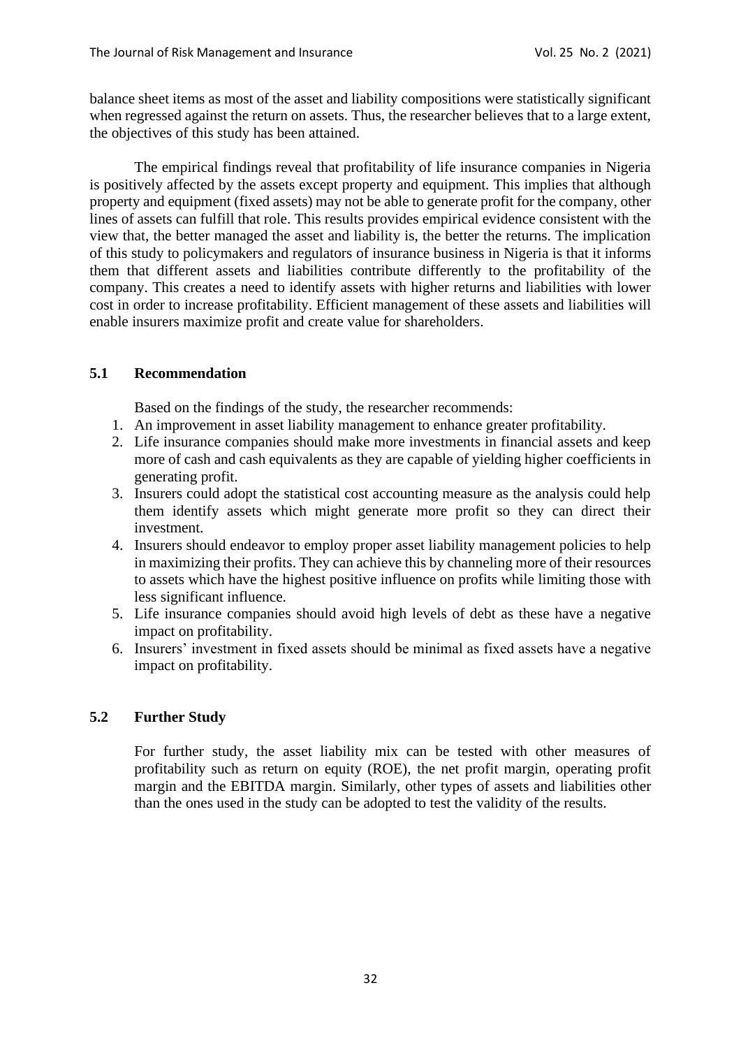balance sheet items as most of the asset and liability compositions were statistically significant when regressed against the return on assets. Thus, the researcher believes that to a large extent, the objectives of this study has been attained.

The empirical findings reveal that profitability of life insurance companies in Nigeria is positively affected by the assets except property and equipment. This implies that although property and equipment (fixed assets) may not be able to generate profit for the company, other lines of assets can fulfill that role. This results provides empirical evidence consistent with the view that, the better managed the asset and liability is, the better the returns. The implication of this study to policymakers and regulators of insurance business in Nigeria is that it informs them that different assets and liabilities contribute differently to the profitability of the company. This creates a need to identify assets with higher returns and liabilities with lower cost in order to increase profitability. Efficient management of these assets and liabilities will enable insurers maximize profit and create value for shareholders.

## 5.1 Recommendation

Based on the findings of the study, the researcher recommends:

1. An improvement in asset liability management to enhance greater profitability.
2. Life insurance companies should make more investments in financial assets and keep more of cash and cash equivalents as they are capable of yielding higher coefficients in generating profit.
3. Insurers could adopt the statistical cost accounting measure as the analysis could help them identify assets which might generate more profit so they can direct their investment.
4. Insurers should endeavor to employ proper asset liability management policies to help in maximizing their profits. They can achieve this by channeling more of their resources to assets which have the highest positive influence on profits while limiting those with less significant influence.
5. Life insurance companies should avoid high levels of debt as these have a negative impact on profitability.
6. Insurers' investment in fixed assets should be minimal as fixed assets have a negative impact on profitability.

## 5.2 Further Study

For further study, the asset liability mix can be tested with other measures of profitability such as return on equity (ROE), the net profit margin, operating profit margin and the EBITDA margin. Similarly, other types of assets and liabilities other than the ones used in the study can be adopted to test the validity of the results.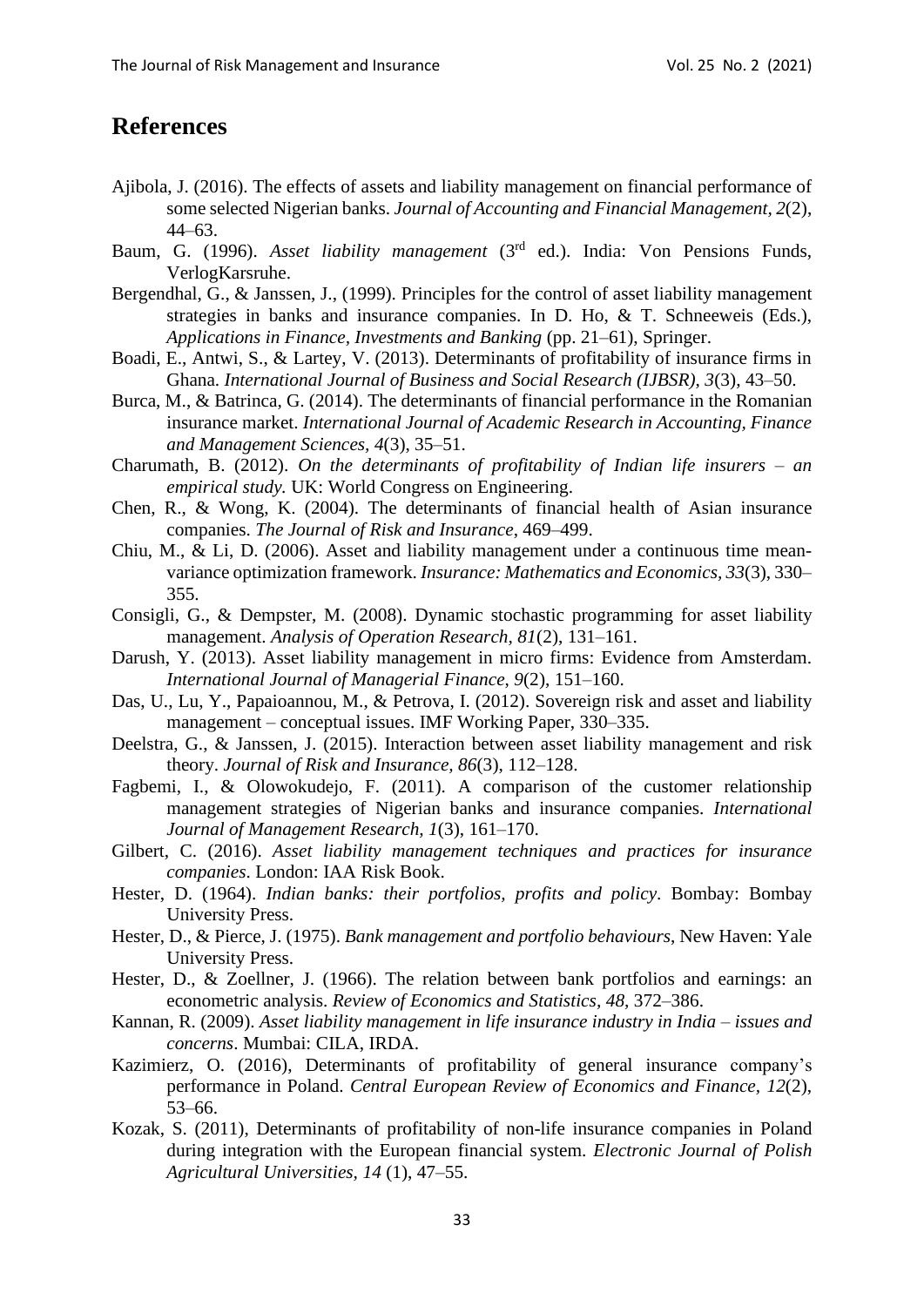## References

Ajibola, J. (2016). The effects of assets and liability management on financial performance of some selected Nigerian banks. *Journal of Accounting and Financial Management, 2*(2), 44–63.

Baum, G. (1996). *Asset liability management* (3rd ed.). India: Von Pensions Funds, VerlogKarsruhe.

Bergendhal, G., & Janssen, J., (1999). Principles for the control of asset liability management strategies in banks and insurance companies. In D. Ho, & T. Schneeweis (Eds.), *Applications in Finance, Investments and Banking* (pp. 21–61), Springer.

Boadi, E., Antwi, S., & Lartey, V. (2013). Determinants of profitability of insurance firms in Ghana. *International Journal of Business and Social Research (IJBSR), 3*(3), 43–50.

Burca, M., & Batrinca, G. (2014). The determinants of financial performance in the Romanian insurance market. *International Journal of Academic Research in Accounting, Finance and Management Sciences, 4*(3), 35–51.

Charumath, B. (2012). *On the determinants of profitability of Indian life insurers – an empirical study.* UK: World Congress on Engineering.

Chen, R., & Wong, K. (2004). The determinants of financial health of Asian insurance companies. *The Journal of Risk and Insurance*, 469–499.

Chiu, M., & Li, D. (2006). Asset and liability management under a continuous time mean-variance optimization framework. *Insurance: Mathematics and Economics, 33*(3), 330–355.

Consigli, G., & Dempster, M. (2008). Dynamic stochastic programming for asset liability management. *Analysis of Operation Research, 81*(2), 131–161.

Darush, Y. (2013). Asset liability management in micro firms: Evidence from Amsterdam. *International Journal of Managerial Finance, 9*(2), 151–160.

Das, U., Lu, Y., Papaioannou, M., & Petrova, I. (2012). Sovereign risk and asset and liability management – conceptual issues. IMF Working Paper, 330–335.

Deelstra, G., & Janssen, J. (2015). Interaction between asset liability management and risk theory. *Journal of Risk and Insurance, 86*(3), 112–128.

Fagbemi, I., & Olowokudejo, F. (2011). A comparison of the customer relationship management strategies of Nigerian banks and insurance companies. *International Journal of Management Research, 1*(3), 161–170.

Gilbert, C. (2016). *Asset liability management techniques and practices for insurance companies*. London: IAA Risk Book.

Hester, D. (1964). *Indian banks: their portfolios, profits and policy*. Bombay: Bombay University Press.

Hester, D., & Pierce, J. (1975). *Bank management and portfolio behaviours*, New Haven: Yale University Press.

Hester, D., & Zoellner, J. (1966). The relation between bank portfolios and earnings: an econometric analysis. *Review of Economics and Statistics, 48*, 372–386.

Kannan, R. (2009). *Asset liability management in life insurance industry in India – issues and concerns*. Mumbai: CILA, IRDA.

Kazimierz, O. (2016), Determinants of profitability of general insurance company's performance in Poland. *Central European Review of Economics and Finance, 12*(2), 53–66.

Kozak, S. (2011), Determinants of profitability of non-life insurance companies in Poland during integration with the European financial system. *Electronic Journal of Polish Agricultural Universities, 14* (1), 47–55.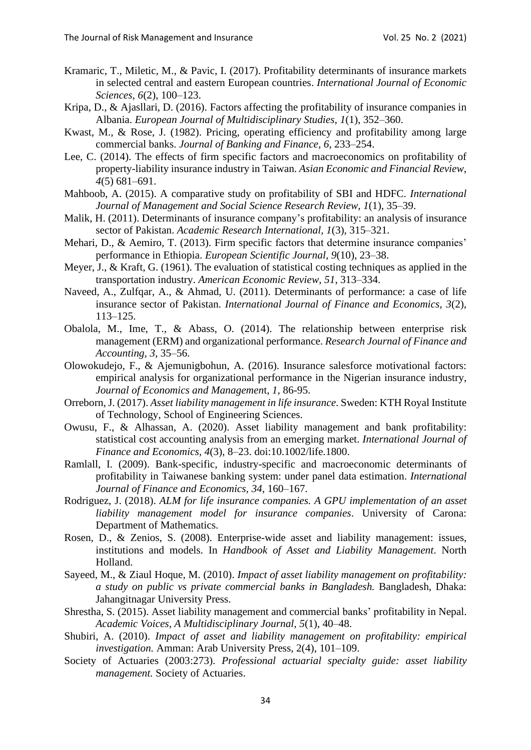Kramaric, T., Miletic, M., & Pavic, I. (2017). Profitability determinants of insurance markets in selected central and eastern European countries. *International Journal of Economic Sciences, 6*(2), 100–123.

Kripa, D., & Ajasllari, D. (2016). Factors affecting the profitability of insurance companies in Albania. *European Journal of Multidisciplinary Studies, 1*(1), 352–360.

Kwast, M., & Rose, J. (1982). Pricing, operating efficiency and profitability among large commercial banks. *Journal of Banking and Finance, 6*, 233–254.

Lee, C. (2014). The effects of firm specific factors and macroeconomics on profitability of property-liability insurance industry in Taiwan. *Asian Economic and Financial Review*, *4*(5) 681–691.

Mahboob, A. (2015). A comparative study on profitability of SBI and HDFC. *International Journal of Management and Social Science Research Review, 1*(1), 35–39.

Malik, H. (2011). Determinants of insurance company's profitability: an analysis of insurance sector of Pakistan. *Academic Research International, 1*(3), 315–321.

Mehari, D., & Aemiro, T. (2013). Firm specific factors that determine insurance companies' performance in Ethiopia. *European Scientific Journal, 9*(10), 23–38.

Meyer, J., & Kraft, G. (1961). The evaluation of statistical costing techniques as applied in the transportation industry. *American Economic Review, 51*, 313–334.

Naveed, A., Zulfqar, A., & Ahmad, U. (2011). Determinants of performance: a case of life insurance sector of Pakistan. *International Journal of Finance and Economics, 3*(2), 113–125.

Obalola, M., Ime, T., & Abass, O. (2014). The relationship between enterprise risk management (ERM) and organizational performance. *Research Journal of Finance and Accounting, 3*, 35–56.

Olowokudejo, F., & Ajemunigbohun, A. (2016). Insurance salesforce motivational factors: empirical analysis for organizational performance in the Nigerian insurance industry, *Journal of Economics and Management*, *1*, 86-95.

Orreborn, J. (2017). *Asset liability management in life insurance*. Sweden: KTH Royal Institute of Technology, School of Engineering Sciences.

Owusu, F., & Alhassan, A. (2020). Asset liability management and bank profitability: statistical cost accounting analysis from an emerging market. *International Journal of Finance and Economics, 4*(3), 8–23. doi:10.1002/life.1800.

Ramlall, I. (2009). Bank-specific, industry-specific and macroeconomic determinants of profitability in Taiwanese banking system: under panel data estimation. *International Journal of Finance and Economics, 34*, 160–167.

Rodriguez, J. (2018). *ALM for life insurance companies. A GPU implementation of an asset liability management model for insurance companies*. University of Carona: Department of Mathematics.

Rosen, D., & Zenios, S. (2008). Enterprise-wide asset and liability management: issues, institutions and models. In *Handbook of Asset and Liability Management*. North Holland.

Sayeed, M., & Ziaul Hoque, M. (2010). *Impact of asset liability management on profitability: a study on public vs private commercial banks in Bangladesh.* Bangladesh, Dhaka: Jahangitnagar University Press.

Shrestha, S. (2015). Asset liability management and commercial banks' profitability in Nepal. *Academic Voices, A Multidisciplinary Journal, 5*(1), 40–48.

Shubiri, A. (2010). *Impact of asset and liability management on profitability: empirical investigation.* Amman: Arab University Press, 2(4), 101–109.

Society of Actuaries (2003:273). *Professional actuarial specialty guide: asset liability management.* Society of Actuaries.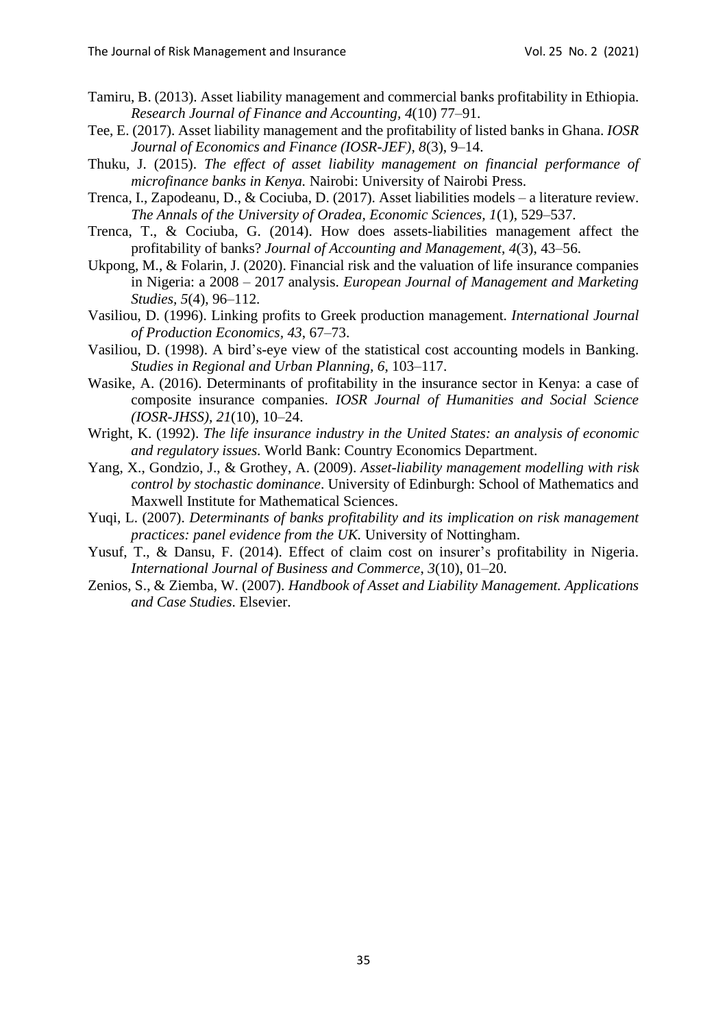Tamiru, B. (2013). Asset liability management and commercial banks profitability in Ethiopia. *Research Journal of Finance and Accounting*, *4*(10) 77–91.

Tee, E. (2017). Asset liability management and the profitability of listed banks in Ghana. *IOSR Journal of Economics and Finance (IOSR-JEF)*, *8*(3), 9–14.

Thuku, J. (2015). *The effect of asset liability management on financial performance of microfinance banks in Kenya.* Nairobi: University of Nairobi Press.

Trenca, I., Zapodeanu, D., & Cociuba, D. (2017). Asset liabilities models – a literature review. *The Annals of the University of Oradea, Economic Sciences*, *1*(1), 529–537.

Trenca, T., & Cociuba, G. (2014). How does assets-liabilities management affect the profitability of banks? *Journal of Accounting and Management*, *4*(3), 43–56.

Ukpong, M., & Folarin, J. (2020). Financial risk and the valuation of life insurance companies in Nigeria: a 2008 – 2017 analysis. *European Journal of Management and Marketing Studies*, *5*(4), 96–112.

Vasiliou, D. (1996). Linking profits to Greek production management. *International Journal of Production Economics*, *43*, 67–73.

Vasiliou, D. (1998). A bird's-eye view of the statistical cost accounting models in Banking. *Studies in Regional and Urban Planning, 6*, 103–117.

Wasike, A. (2016). Determinants of profitability in the insurance sector in Kenya: a case of composite insurance companies. *IOSR Journal of Humanities and Social Science (IOSR-JHSS)*, *21*(10), 10–24.

Wright, K. (1992). *The life insurance industry in the United States: an analysis of economic and regulatory issues*. World Bank: Country Economics Department.

Yang, X., Gondzio, J., & Grothey, A. (2009). *Asset-liability management modelling with risk control by stochastic dominance*. University of Edinburgh: School of Mathematics and Maxwell Institute for Mathematical Sciences.

Yuqi, L. (2007). *Determinants of banks profitability and its implication on risk management practices: panel evidence from the UK.* University of Nottingham.

Yusuf, T., & Dansu, F. (2014). Effect of claim cost on insurer's profitability in Nigeria. *International Journal of Business and Commerce*, *3*(10), 01–20.

Zenios, S., & Ziemba, W. (2007). *Handbook of Asset and Liability Management. Applications and Case Studies*. Elsevier.